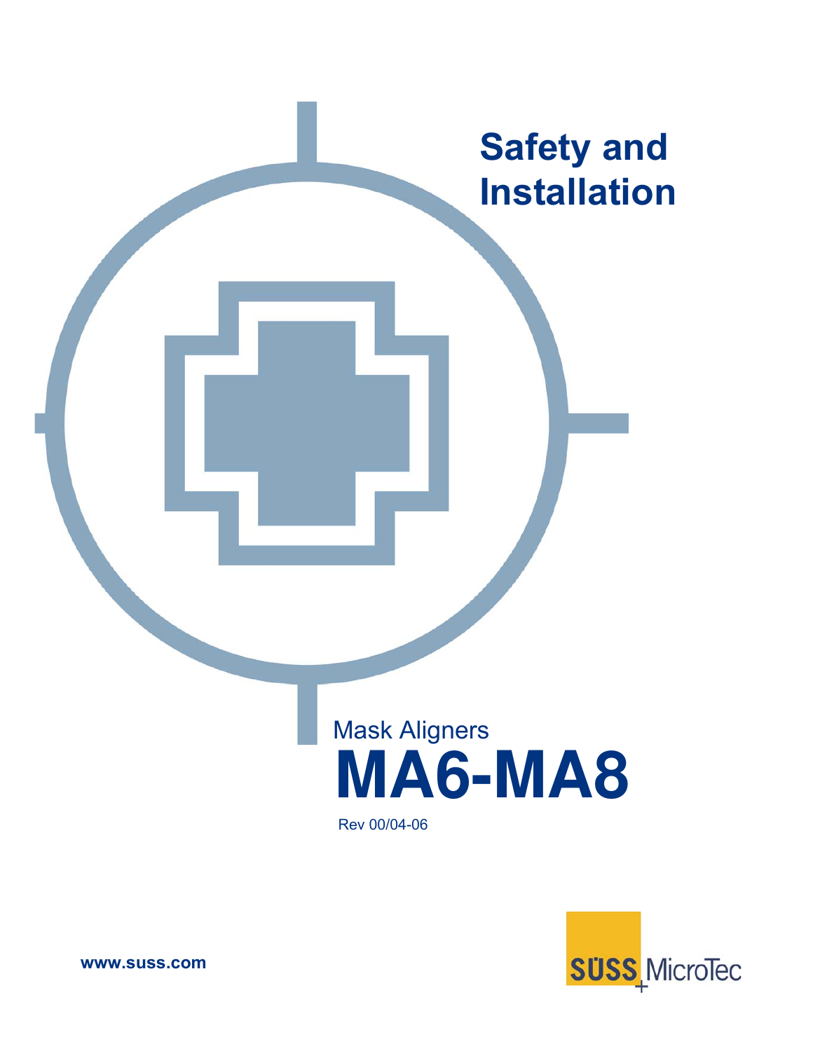# Safety and Installation

Mask Aligners

# MA6-MA8

Rev 00/04-06

www.suss.com

SÜSS MicroTec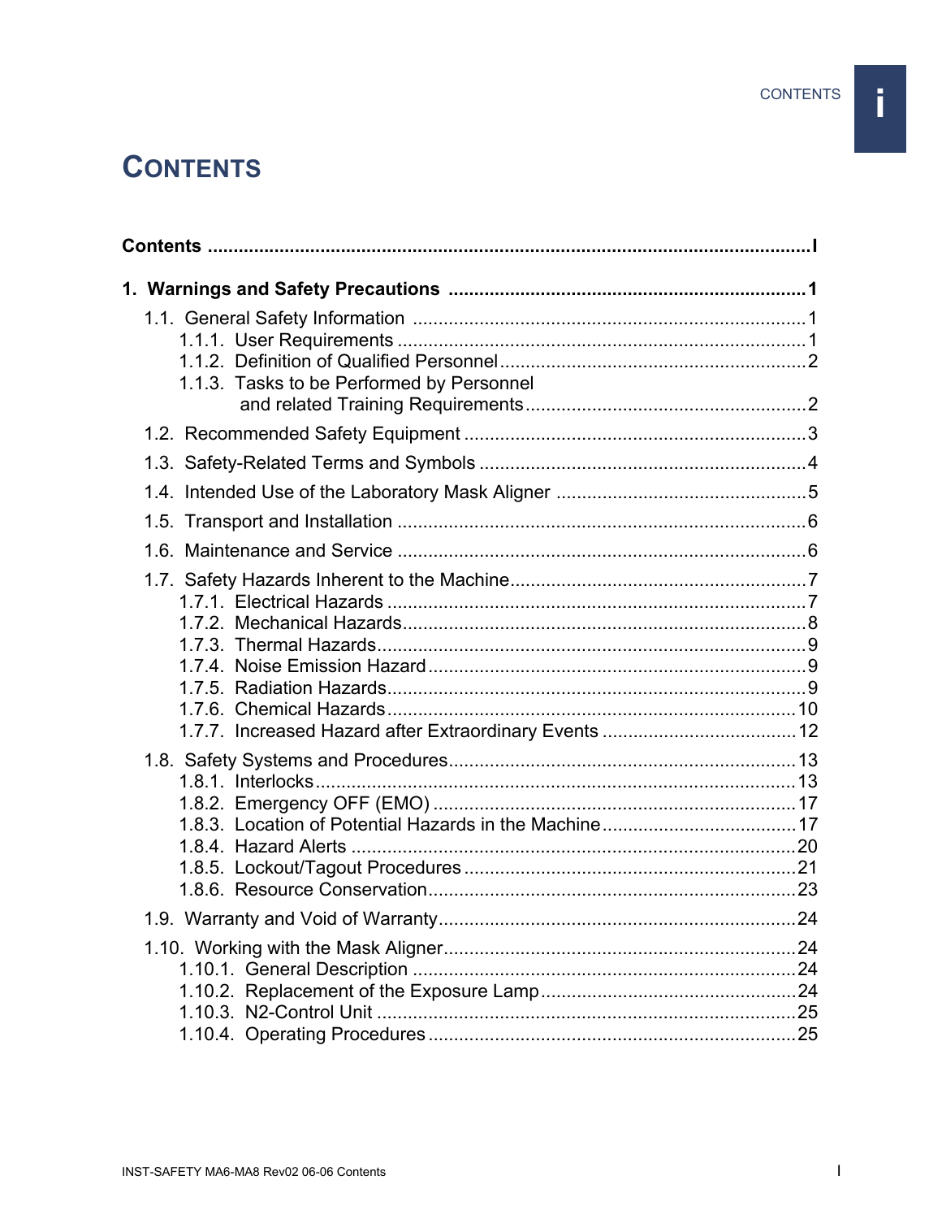# CONTENTS

**Contents ....................................................................................................................I**

**1. Warnings and Safety Precautions ......................................................................1**

1.1. General Safety Information ............................................................................1
   1.1.1. User Requirements ...............................................................................1
   1.1.2. Definition of Qualified Personnel ...........................................................2
   1.1.3. Tasks to be Performed by Personnel and related Training Requirements ......................................................2

1.2. Recommended Safety Equipment ..................................................................3

1.3. Safety-Related Terms and Symbols ................................................................4

1.4. Intended Use of the Laboratory Mask Aligner .................................................5

1.5. Transport and Installation ................................................................................6

1.6. Maintenance and Service ................................................................................6

1.7. Safety Hazards Inherent to the Machine..........................................................7
   1.7.1. Electrical Hazards .................................................................................7
   1.7.2. Mechanical Hazards..............................................................................8
   1.7.3. Thermal Hazards...................................................................................9
   1.7.4. Noise Emission Hazard..........................................................................9
   1.7.5. Radiation Hazards.................................................................................9
   1.7.6. Chemical Hazards................................................................................10
   1.7.7. Increased Hazard after Extraordinary Events ......................................12

1.8. Safety Systems and Procedures....................................................................13
   1.8.1. Interlocks.............................................................................................13
   1.8.2. Emergency OFF (EMO) .......................................................................17
   1.8.3. Location of Potential Hazards in the Machine......................................17
   1.8.4. Hazard Alerts .......................................................................................20
   1.8.5. Lockout/Tagout Procedures .................................................................21
   1.8.6. Resource Conservation........................................................................23

1.9. Warranty and Void of Warranty......................................................................24

1.10. Working with the Mask Aligner.....................................................................24
   1.10.1. General Description ...........................................................................24
   1.10.2. Replacement of the Exposure Lamp..................................................24
   1.10.3. N2-Control Unit .................................................................................25
   1.10.4. Operating Procedures........................................................................25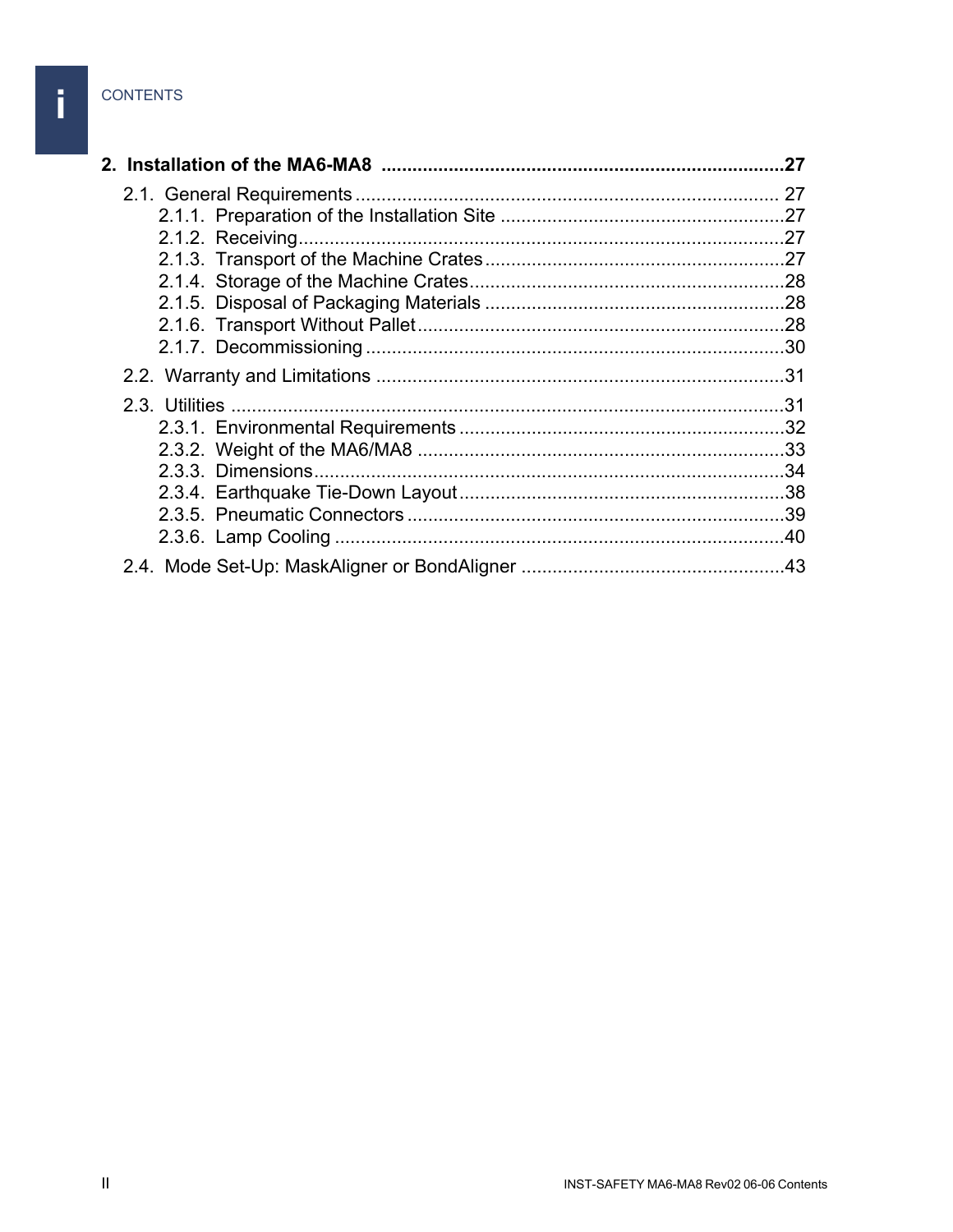**2. Installation of the MA6-MA8 .......................................................................27**

2.1. General Requirements ................................................................................ 27

2.1.1. Preparation of the Installation Site .......................................................27

2.1.2. Receiving..............................................................................................27

2.1.3. Transport of the Machine Crates ..........................................................27

2.1.4. Storage of the Machine Crates.............................................................28

2.1.5. Disposal of Packaging Materials ..........................................................28

2.1.6. Transport Without Pallet.......................................................................28

2.1.7. Decommissioning .................................................................................30

2.2. Warranty and Limitations ...............................................................................31

2.3. Utilities ............................................................................................................31

2.3.1. Environmental Requirements ...............................................................32

2.3.2. Weight of the MA6/MA8 .......................................................................33

2.3.3. Dimensions...........................................................................................34

2.3.4. Earthquake Tie-Down Layout...............................................................38

2.3.5. Pneumatic Connectors .........................................................................39

2.3.6. Lamp Cooling .......................................................................................40

2.4. Mode Set-Up: MaskAligner or BondAligner ...................................................43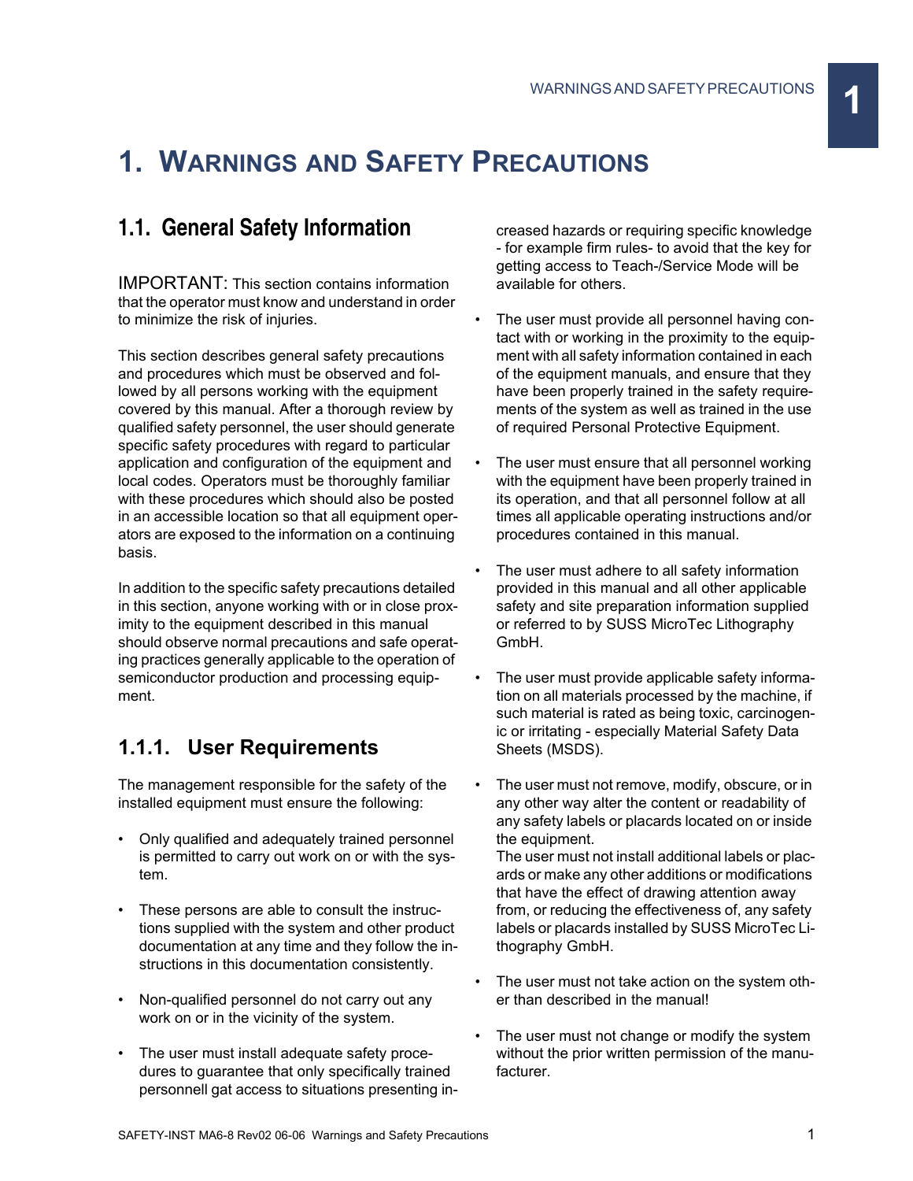# 1. Warnings and Safety Precautions

## 1.1. General Safety Information

IMPORTANT: This section contains information that the operator must know and understand in order to minimize the risk of injuries.

This section describes general safety precautions and procedures which must be observed and followed by all persons working with the equipment covered by this manual. After a thorough review by qualified safety personnel, the user should generate specific safety procedures with regard to particular application and configuration of the equipment and local codes. Operators must be thoroughly familiar with these procedures which should also be posted in an accessible location so that all equipment operators are exposed to the information on a continuing basis.

In addition to the specific safety precautions detailed in this section, anyone working with or in close proximity to the equipment described in this manual should observe normal precautions and safe operating practices generally applicable to the operation of semiconductor production and processing equipment.

### 1.1.1. User Requirements

The management responsible for the safety of the installed equipment must ensure the following:

- Only qualified and adequately trained personnel is permitted to carry out work on or with the system.
- These persons are able to consult the instructions supplied with the system and other product documentation at any time and they follow the instructions in this documentation consistently.
- Non-qualified personnel do not carry out any work on or in the vicinity of the system.
- The user must install adequate safety procedures to guarantee that only specifically trained personnell gat access to situations presenting increased hazards or requiring specific knowledge - for example firm rules- to avoid that the key for getting access to Teach-/Service Mode will be available for others.
- The user must provide all personnel having contact with or working in the proximity to the equipment with all safety information contained in each of the equipment manuals, and ensure that they have been properly trained in the safety requirements of the system as well as trained in the use of required Personal Protective Equipment.
- The user must ensure that all personnel working with the equipment have been properly trained in its operation, and that all personnel follow at all times all applicable operating instructions and/or procedures contained in this manual.
- The user must adhere to all safety information provided in this manual and all other applicable safety and site preparation information supplied or referred to by SUSS MicroTec Lithography GmbH.
- The user must provide applicable safety information on all materials processed by the machine, if such material is rated as being toxic, carcinogenic or irritating - especially Material Safety Data Sheets (MSDS).
- The user must not remove, modify, obscure, or in any other way alter the content or readability of any safety labels or placards located on or inside the equipment.
  The user must not install additional labels or placards or make any other additions or modifications that have the effect of drawing attention away from, or reducing the effectiveness of, any safety labels or placards installed by SUSS MicroTec Lithography GmbH.
- The user must not take action on the system other than described in the manual!
- The user must not change or modify the system without the prior written permission of the manufacturer.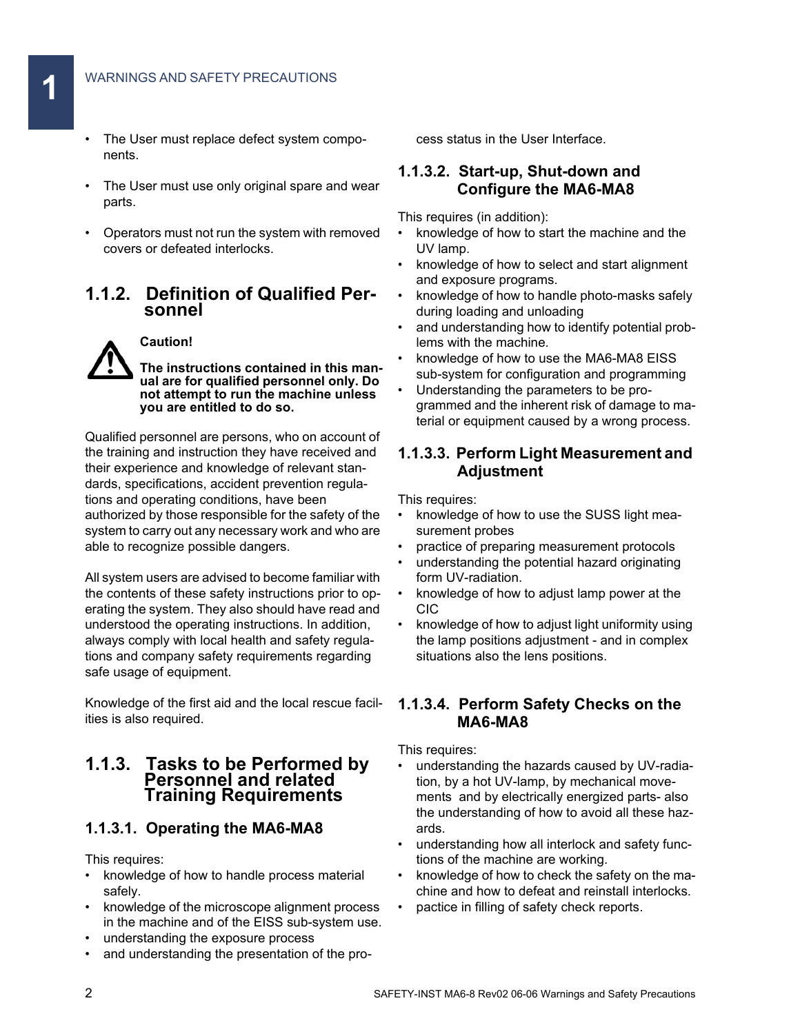- The User must replace defect system components.
- The User must use only original spare and wear parts.
- Operators must not run the system with removed covers or defeated interlocks.

## 1.1.2. Definition of Qualified Personnel

**Caution!**

**The instructions contained in this manual are for qualified personnel only. Do not attempt to run the machine unless you are entitled to do so.**

Qualified personnel are persons, who on account of the training and instruction they have received and their experience and knowledge of relevant standards, specifications, accident prevention regulations and operating conditions, have been authorized by those responsible for the safety of the system to carry out any necessary work and who are able to recognize possible dangers.

All system users are advised to become familiar with the contents of these safety instructions prior to operating the system. They also should have read and understood the operating instructions. In addition, always comply with local health and safety regulations and company safety requirements regarding safe usage of equipment.

Knowledge of the first aid and the local rescue facilities is also required.

## 1.1.3. Tasks to be Performed by Personnel and related Training Requirements

### 1.1.3.1. Operating the MA6-MA8

This requires:

- knowledge of how to handle process material safely.
- knowledge of the microscope alignment process in the machine and of the EISS sub-system use.
- understanding the exposure process
- and understanding the presentation of the process status in the User Interface.

### 1.1.3.2. Start-up, Shut-down and Configure the MA6-MA8

This requires (in addition):

- knowledge of how to start the machine and the UV lamp.
- knowledge of how to select and start alignment and exposure programs.
- knowledge of how to handle photo-masks safely during loading and unloading
- and understanding how to identify potential problems with the machine.
- knowledge of how to use the MA6-MA8 EISS sub-system for configuration and programming
- Understanding the parameters to be programmed and the inherent risk of damage to material or equipment caused by a wrong process.

### 1.1.3.3. Perform Light Measurement and Adjustment

This requires:

- knowledge of how to use the SUSS light measurement probes
- practice of preparing measurement protocols
- understanding the potential hazard originating form UV-radiation.
- knowledge of how to adjust lamp power at the CIC
- knowledge of how to adjust light uniformity using the lamp positions adjustment - and in complex situations also the lens positions.

### 1.1.3.4. Perform Safety Checks on the MA6-MA8

This requires:

- understanding the hazards caused by UV-radiation, by a hot UV-lamp, by mechanical movements and by electrically energized parts- also the understanding of how to avoid all these hazards.
- understanding how all interlock and safety functions of the machine are working.
- knowledge of how to check the safety on the machine and how to defeat and reinstall interlocks.
- pactice in filling of safety check reports.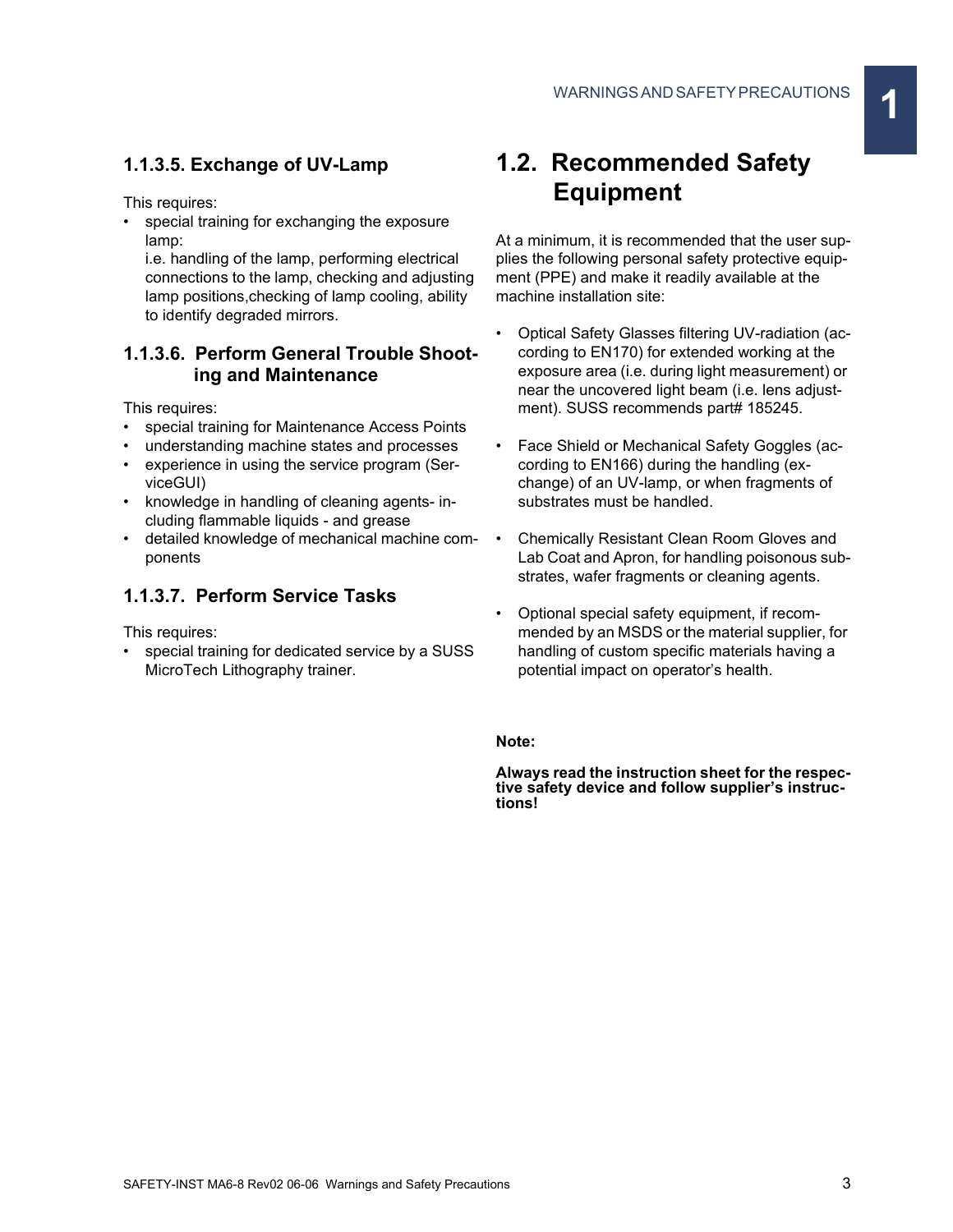#### 1.1.3.5. Exchange of UV-Lamp

This requires:

- special training for exchanging the exposure lamp:
  i.e. handling of the lamp, performing electrical connections to the lamp, checking and adjusting lamp positions,checking of lamp cooling, ability to identify degraded mirrors.

#### 1.1.3.6. Perform General Trouble Shooting and Maintenance

This requires:

- special training for Maintenance Access Points
- understanding machine states and processes
- experience in using the service program (ServiceGUI)
- knowledge in handling of cleaning agents- including flammable liquids - and grease
- detailed knowledge of mechanical machine components

#### 1.1.3.7. Perform Service Tasks

This requires:

- special training for dedicated service by a SUSS MicroTech Lithography trainer.

## 1.2. Recommended Safety Equipment

At a minimum, it is recommended that the user supplies the following personal safety protective equipment (PPE) and make it readily available at the machine installation site:

- Optical Safety Glasses filtering UV-radiation (according to EN170) for extended working at the exposure area (i.e. during light measurement) or near the uncovered light beam (i.e. lens adjustment). SUSS recommends part# 185245.
- Face Shield or Mechanical Safety Goggles (according to EN166) during the handling (exchange) of an UV-lamp, or when fragments of substrates must be handled.
- Chemically Resistant Clean Room Gloves and Lab Coat and Apron, for handling poisonous substrates, wafer fragments or cleaning agents.
- Optional special safety equipment, if recommended by an MSDS or the material supplier, for handling of custom specific materials having a potential impact on operator's health.

**Note:**

**Always read the instruction sheet for the respective safety device and follow supplier's instructions!**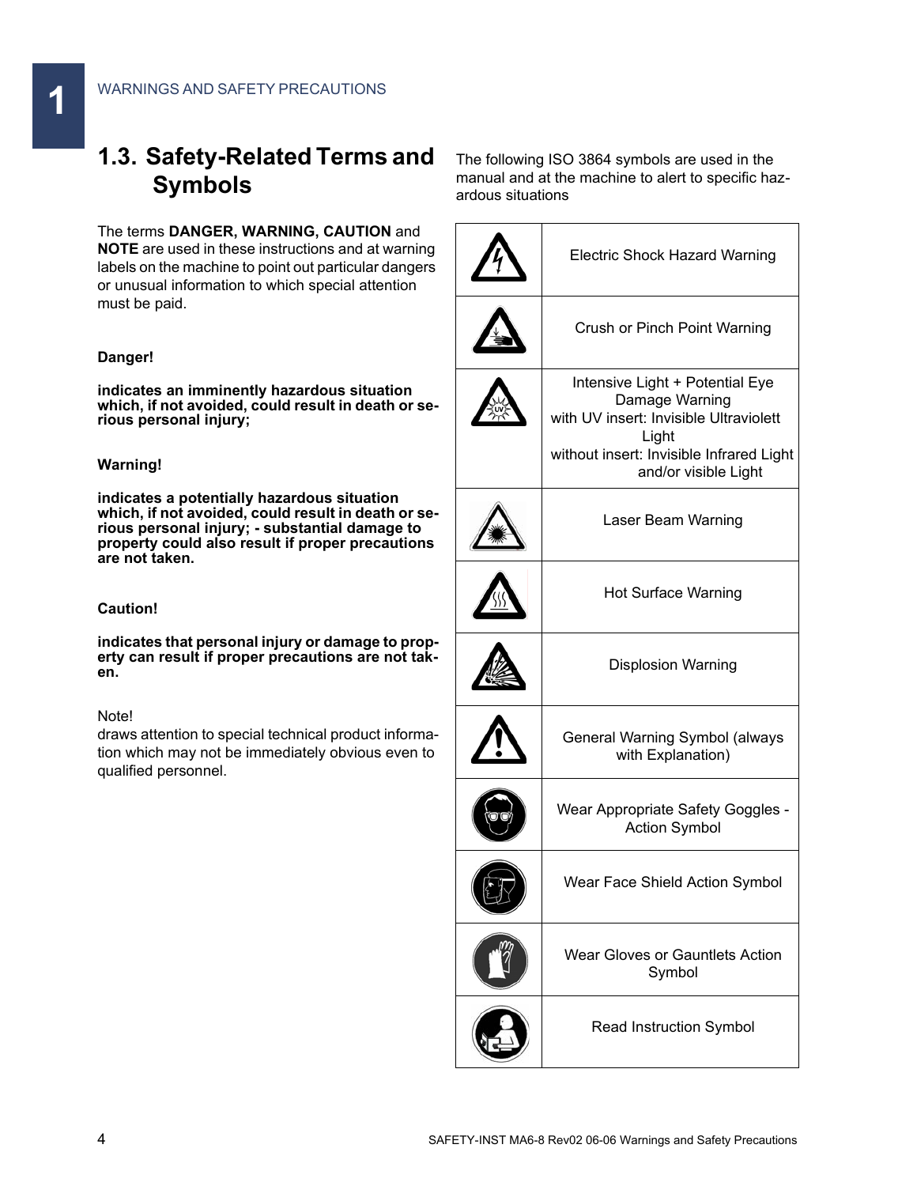## 1.3. Safety-Related Terms and Symbols

The terms **DANGER, WARNING, CAUTION** and **NOTE** are used in these instructions and at warning labels on the machine to point out particular dangers or unusual information to which special attention must be paid.

**Danger!**

**indicates an imminently hazardous situation which, if not avoided, could result in death or serious personal injury;**

**Warning!**

**indicates a potentially hazardous situation which, if not avoided, could result in death or serious personal injury; - substantial damage to property could also result if proper precautions are not taken.**

**Caution!**

**indicates that personal injury or damage to property can result if proper precautions are not taken.**

Note!
draws attention to special technical product information which may not be immediately obvious even to qualified personnel.

The following ISO 3864 symbols are used in the manual and at the machine to alert to specific hazardous situations

| | |
|---|---|
| | Electric Shock Hazard Warning |
| | Crush or Pinch Point Warning |
| | Intensive Light + Potential Eye Damage Warning with UV insert: Invisible Ultraviolett Light without insert: Invisible Infrared Light and/or visible Light |
| | Laser Beam Warning |
| | Hot Surface Warning |
| | Displosion Warning |
| | General Warning Symbol (always with Explanation) |
| | Wear Appropriate Safety Goggles - Action Symbol |
| | Wear Face Shield Action Symbol |
| | Wear Gloves or Gauntlets Action Symbol |
| | Read Instruction Symbol |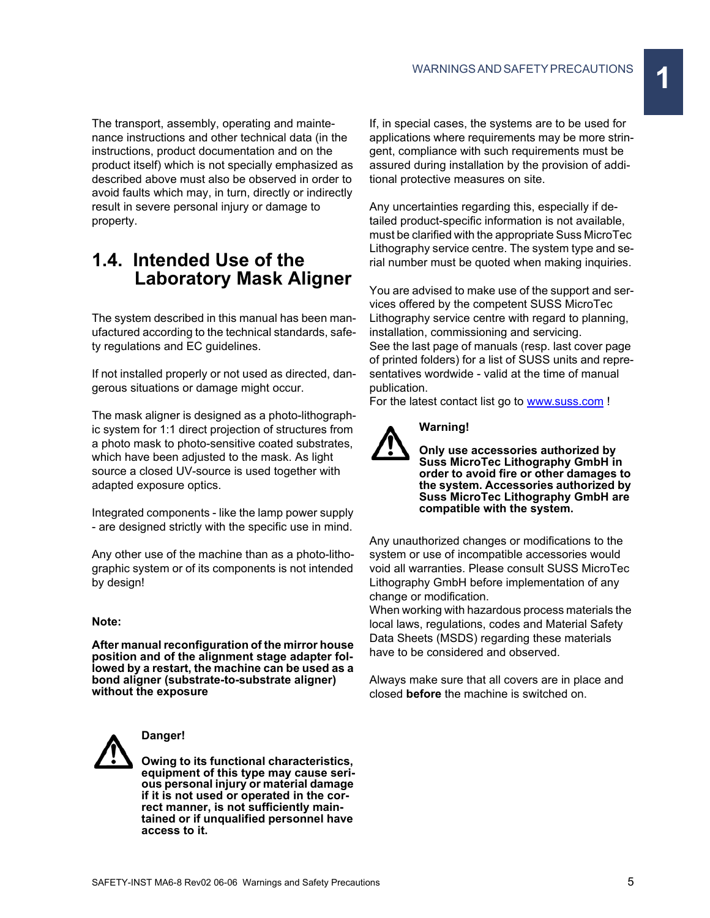The transport, assembly, operating and maintenance instructions and other technical data (in the instructions, product documentation and on the product itself) which is not specially emphasized as described above must also be observed in order to avoid faults which may, in turn, directly or indirectly result in severe personal injury or damage to property.

## 1.4. Intended Use of the Laboratory Mask Aligner

The system described in this manual has been manufactured according to the technical standards, safety regulations and EC guidelines.

If not installed properly or not used as directed, dangerous situations or damage might occur.

The mask aligner is designed as a photo-lithographic system for 1:1 direct projection of structures from a photo mask to photo-sensitive coated substrates, which have been adjusted to the mask. As light source a closed UV-source is used together with adapted exposure optics.

Integrated components - like the lamp power supply - are designed strictly with the specific use in mind.

Any other use of the machine than as a photo-lithographic system or of its components is not intended by design!

**Note:**

**After manual reconfiguration of the mirror house position and of the alignment stage adapter followed by a restart, the machine can be used as a bond aligner (substrate-to-substrate aligner) without the exposure**

**Danger!**

**Owing to its functional characteristics, equipment of this type may cause serious personal injury or material damage if it is not used or operated in the correct manner, is not sufficiently maintained or if unqualified personnel have access to it.**

If, in special cases, the systems are to be used for applications where requirements may be more stringent, compliance with such requirements must be assured during installation by the provision of additional protective measures on site.

Any uncertainties regarding this, especially if detailed product-specific information is not available, must be clarified with the appropriate Suss MicroTec Lithography service centre. The system type and serial number must be quoted when making inquiries.

You are advised to make use of the support and services offered by the competent SUSS MicroTec Lithography service centre with regard to planning, installation, commissioning and servicing.
See the last page of manuals (resp. last cover page of printed folders) for a list of SUSS units and representatives wordwide - valid at the time of manual publication.
For the latest contact list go to www.suss.com !

**Warning!**

**Only use accessories authorized by Suss MicroTec Lithography GmbH in order to avoid fire or other damages to the system. Accessories authorized by Suss MicroTec Lithography GmbH are compatible with the system.**

Any unauthorized changes or modifications to the system or use of incompatible accessories would void all warranties. Please consult SUSS MicroTec Lithography GmbH before implementation of any change or modification.
When working with hazardous process materials the local laws, regulations, codes and Material Safety Data Sheets (MSDS) regarding these materials have to be considered and observed.

Always make sure that all covers are in place and closed **before** the machine is switched on.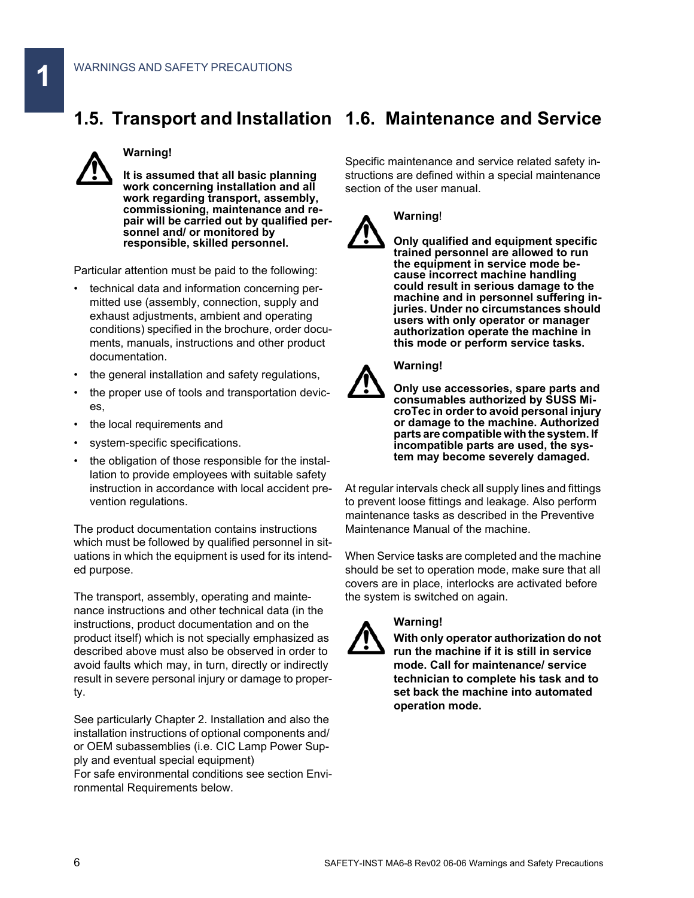## 1.5. Transport and Installation

**Warning!**

**It is assumed that all basic planning work concerning installation and all work regarding transport, assembly, commissioning, maintenance and repair will be carried out by qualified personnel and/ or monitored by responsible, skilled personnel.**

Particular attention must be paid to the following:

- technical data and information concerning permitted use (assembly, connection, supply and exhaust adjustments, ambient and operating conditions) specified in the brochure, order documents, manuals, instructions and other product documentation.
- the general installation and safety regulations,
- the proper use of tools and transportation devices,
- the local requirements and
- system-specific specifications.
- the obligation of those responsible for the installation to provide employees with suitable safety instruction in accordance with local accident prevention regulations.

The product documentation contains instructions which must be followed by qualified personnel in situations in which the equipment is used for its intended purpose.

The transport, assembly, operating and maintenance instructions and other technical data (in the instructions, product documentation and on the product itself) which is not specially emphasized as described above must also be observed in order to avoid faults which may, in turn, directly or indirectly result in severe personal injury or damage to property.

See particularly Chapter 2. Installation and also the installation instructions of optional components and/ or OEM subassemblies (i.e. CIC Lamp Power Supply and eventual special equipment)
For safe environmental conditions see section Environmental Requirements below.

## 1.6. Maintenance and Service

Specific maintenance and service related safety instructions are defined within a special maintenance section of the user manual.

**Warning!**

**Only qualified and equipment specific trained personnel are allowed to run the equipment in service mode because incorrect machine handling could result in serious damage to the machine and in personnel suffering injuries. Under no circumstances should users with only operator or manager authorization operate the machine in this mode or perform service tasks.**

**Warning!**

**Only use accessories, spare parts and consumables authorized by SUSS MicroTec in order to avoid personal injury or damage to the machine. Authorized parts are compatible with the system. If incompatible parts are used, the system may become severely damaged.**

At regular intervals check all supply lines and fittings to prevent loose fittings and leakage. Also perform maintenance tasks as described in the Preventive Maintenance Manual of the machine.

When Service tasks are completed and the machine should be set to operation mode, make sure that all covers are in place, interlocks are activated before the system is switched on again.

**Warning!**

**With only operator authorization do not run the machine if it is still in service mode. Call for maintenance/ service technician to complete his task and to set back the machine into automated operation mode.**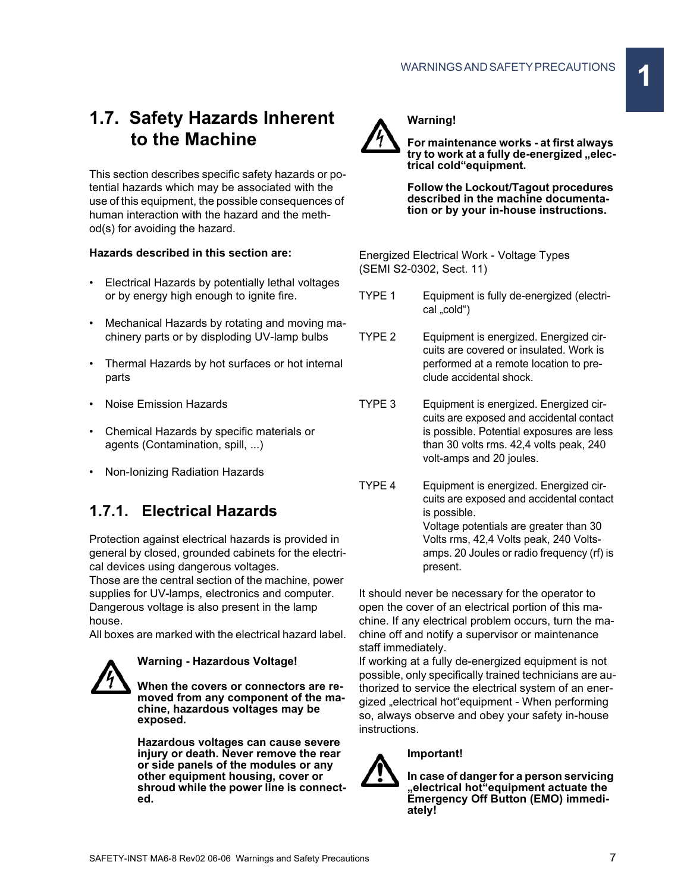## 1.7. Safety Hazards Inherent to the Machine

This section describes specific safety hazards or potential hazards which may be associated with the use of this equipment, the possible consequences of human interaction with the hazard and the method(s) for avoiding the hazard.

**Hazards described in this section are:**

- Electrical Hazards by potentially lethal voltages or by energy high enough to ignite fire.
- Mechanical Hazards by rotating and moving machinery parts or by disploding UV-lamp bulbs
- Thermal Hazards by hot surfaces or hot internal parts
- Noise Emission Hazards
- Chemical Hazards by specific materials or agents (Contamination, spill, ...)
- Non-Ionizing Radiation Hazards

### 1.7.1. Electrical Hazards

Protection against electrical hazards is provided in general by closed, grounded cabinets for the electrical devices using dangerous voltages.
Those are the central section of the machine, power supplies for UV-lamps, electronics and computer. Dangerous voltage is also present in the lamp house.
All boxes are marked with the electrical hazard label.

**Warning - Hazardous Voltage!**

**When the covers or connectors are removed from any component of the machine, hazardous voltages may be exposed.**

**Hazardous voltages can cause severe injury or death. Never remove the rear or side panels of the modules or any other equipment housing, cover or shroud while the power line is connected.**

**Warning!**

**For maintenance works - at first always try to work at a fully de-energized „electrical cold"equipment.**

**Follow the Lockout/Tagout procedures described in the machine documentation or by your in-house instructions.**

Energized Electrical Work - Voltage Types (SEMI S2-0302, Sect. 11)

| | |
|---|---|
| TYPE 1 | Equipment is fully de-energized (electrical „cold") |
| TYPE 2 | Equipment is energized. Energized circuits are covered or insulated. Work is performed at a remote location to preclude accidental shock. |
| TYPE 3 | Equipment is energized. Energized circuits are exposed and accidental contact is possible. Potential exposures are less than 30 volts rms. 42,4 volts peak, 240 volt-amps and 20 joules. |
| TYPE 4 | Equipment is energized. Energized circuits are exposed and accidental contact is possible. Voltage potentials are greater than 30 Volts rms, 42,4 Volts peak, 240 Volts-amps. 20 Joules or radio frequency (rf) is present. |

It should never be necessary for the operator to open the cover of an electrical portion of this machine. If any electrical problem occurs, turn the machine off and notify a supervisor or maintenance staff immediately.
If working at a fully de-energized equipment is not possible, only specifically trained technicians are authorized to service the electrical system of an energized „electrical hot"equipment - When performing so, always observe and obey your safety in-house instructions.

**Important!**

**In case of danger for a person servicing „electrical hot"equipment actuate the Emergency Off Button (EMO) immediately!**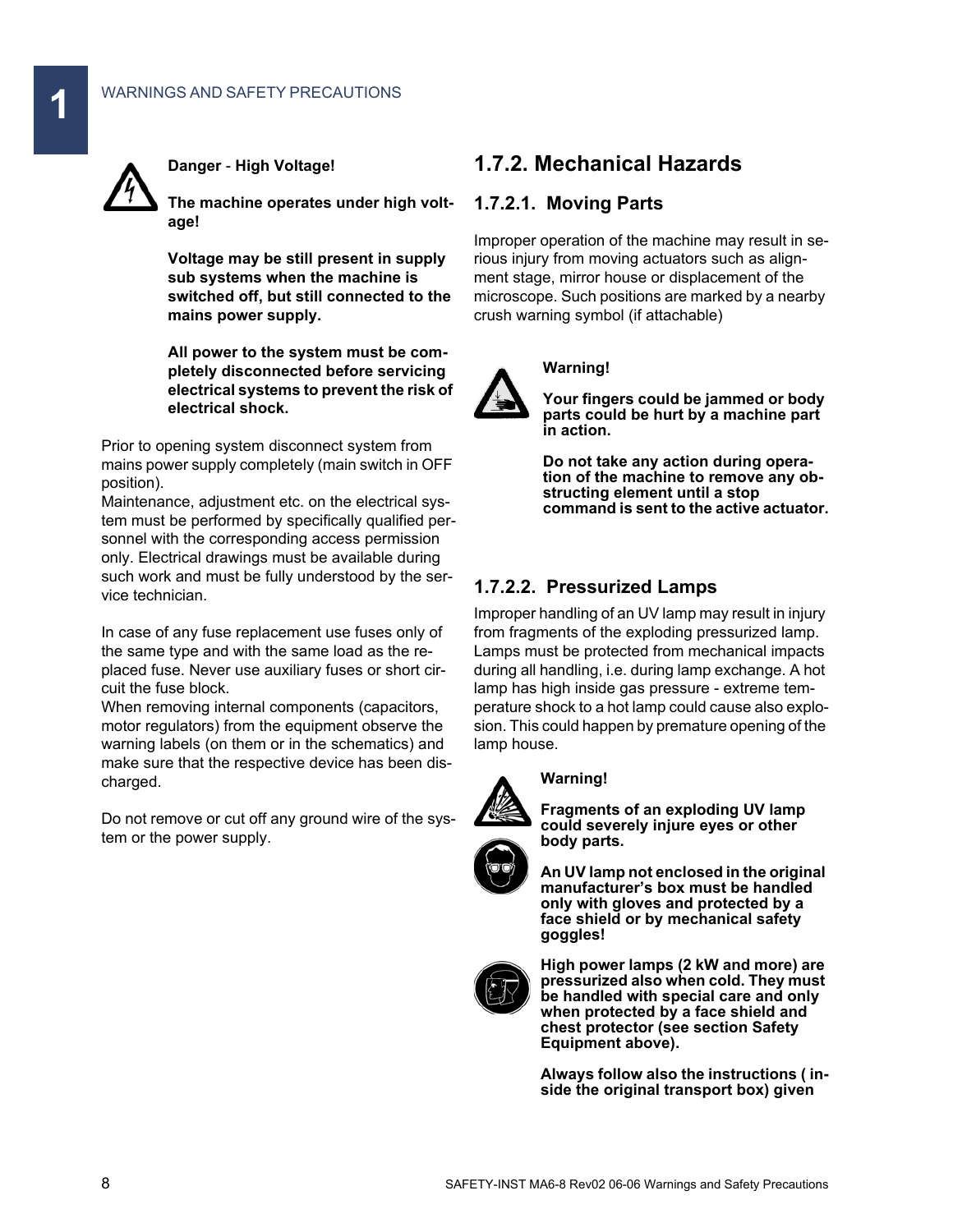**Danger - High Voltage!**

**The machine operates under high voltage!**

**Voltage may be still present in supply sub systems when the machine is switched off, but still connected to the mains power supply.**

**All power to the system must be completely disconnected before servicing electrical systems to prevent the risk of electrical shock.**

Prior to opening system disconnect system from mains power supply completely (main switch in OFF position).
Maintenance, adjustment etc. on the electrical system must be performed by specifically qualified personnel with the corresponding access permission only. Electrical drawings must be available during such work and must be fully understood by the service technician.

In case of any fuse replacement use fuses only of the same type and with the same load as the replaced fuse. Never use auxiliary fuses or short circuit the fuse block.
When removing internal components (capacitors, motor regulators) from the equipment observe the warning labels (on them or in the schematics) and make sure that the respective device has been discharged.

Do not remove or cut off any ground wire of the system or the power supply.

## 1.7.2. Mechanical Hazards

### 1.7.2.1. Moving Parts

Improper operation of the machine may result in serious injury from moving actuators such as alignment stage, mirror house or displacement of the microscope. Such positions are marked by a nearby crush warning symbol (if attachable)

**Warning!**

**Your fingers could be jammed or body parts could be hurt by a machine part in action.**

**Do not take any action during operation of the machine to remove any obstructing element until a stop command is sent to the active actuator.**

### 1.7.2.2. Pressurized Lamps

Improper handling of an UV lamp may result in injury from fragments of the exploding pressurized lamp. Lamps must be protected from mechanical impacts during all handling, i.e. during lamp exchange. A hot lamp has high inside gas pressure - extreme temperature shock to a hot lamp could cause also explosion. This could happen by premature opening of the lamp house.

**Warning!**

**Fragments of an exploding UV lamp could severely injure eyes or other body parts.**

**An UV lamp not enclosed in the original manufacturer's box must be handled only with gloves and protected by a face shield or by mechanical safety goggles!**

**High power lamps (2 kW and more) are pressurized also when cold. They must be handled with special care and only when protected by a face shield and chest protector (see section Safety Equipment above).**

**Always follow also the instructions ( inside the original transport box) given**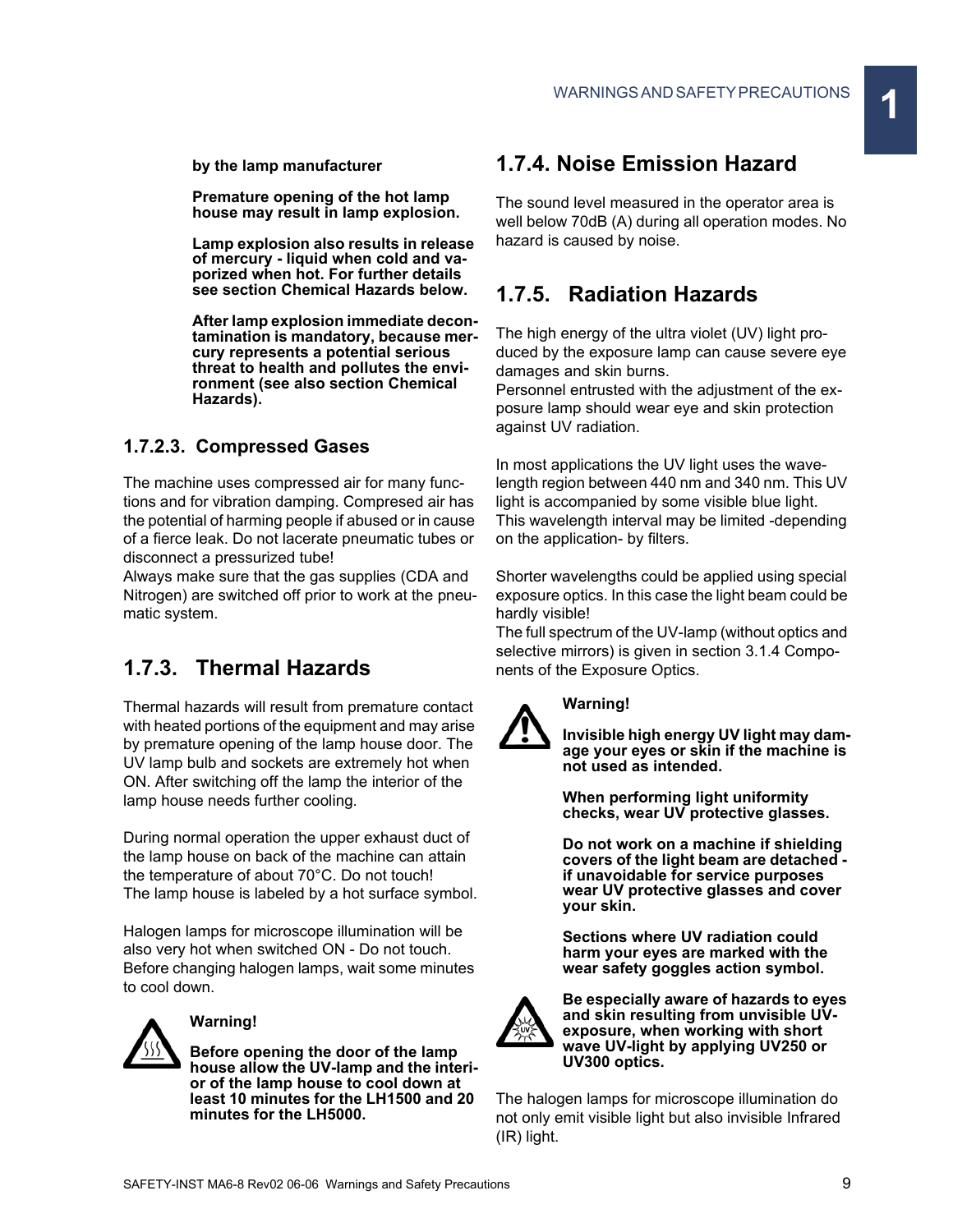**by the lamp manufacturer**

**Premature opening of the hot lamp house may result in lamp explosion.**

**Lamp explosion also results in release of mercury - liquid when cold and vaporized when hot. For further details see section Chemical Hazards below.**

**After lamp explosion immediate decontamination is mandatory, because mercury represents a potential serious threat to health and pollutes the environment (see also section Chemical Hazards).**

### 1.7.2.3. Compressed Gases

The machine uses compressed air for many functions and for vibration damping. Compresed air has the potential of harming people if abused or in cause of a fierce leak. Do not lacerate pneumatic tubes or disconnect a pressurized tube!
Always make sure that the gas supplies (CDA and Nitrogen) are switched off prior to work at the pneumatic system.

## 1.7.3. Thermal Hazards

Thermal hazards will result from premature contact with heated portions of the equipment and may arise by premature opening of the lamp house door. The UV lamp bulb and sockets are extremely hot when ON. After switching off the lamp the interior of the lamp house needs further cooling.

During normal operation the upper exhaust duct of the lamp house on back of the machine can attain the temperature of about 70°C. Do not touch!
The lamp house is labeled by a hot surface symbol.

Halogen lamps for microscope illumination will be also very hot when switched ON - Do not touch. Before changing halogen lamps, wait some minutes to cool down.

**Warning!**

**Before opening the door of the lamp house allow the UV-lamp and the interior of the lamp house to cool down at least 10 minutes for the LH1500 and 20 minutes for the LH5000.**

## 1.7.4. Noise Emission Hazard

The sound level measured in the operator area is well below 70dB (A) during all operation modes. No hazard is caused by noise.

## 1.7.5. Radiation Hazards

The high energy of the ultra violet (UV) light produced by the exposure lamp can cause severe eye damages and skin burns.
Personnel entrusted with the adjustment of the exposure lamp should wear eye and skin protection against UV radiation.

In most applications the UV light uses the wavelength region between 440 nm and 340 nm. This UV light is accompanied by some visible blue light. This wavelength interval may be limited -depending on the application- by filters.

Shorter wavelengths could be applied using special exposure optics. In this case the light beam could be hardly visible!
The full spectrum of the UV-lamp (without optics and selective mirrors) is given in section 3.1.4 Components of the Exposure Optics.

**Warning!**

**Invisible high energy UV light may damage your eyes or skin if the machine is not used as intended.**

**When performing light uniformity checks, wear UV protective glasses.**

**Do not work on a machine if shielding covers of the light beam are detached - if unavoidable for service purposes wear UV protective glasses and cover your skin.**

**Sections where UV radiation could harm your eyes are marked with the wear safety goggles action symbol.**

**Be especially aware of hazards to eyes and skin resulting from unvisible UV-exposure, when working with short wave UV-light by applying UV250 or UV300 optics.**

The halogen lamps for microscope illumination do not only emit visible light but also invisible Infrared (IR) light.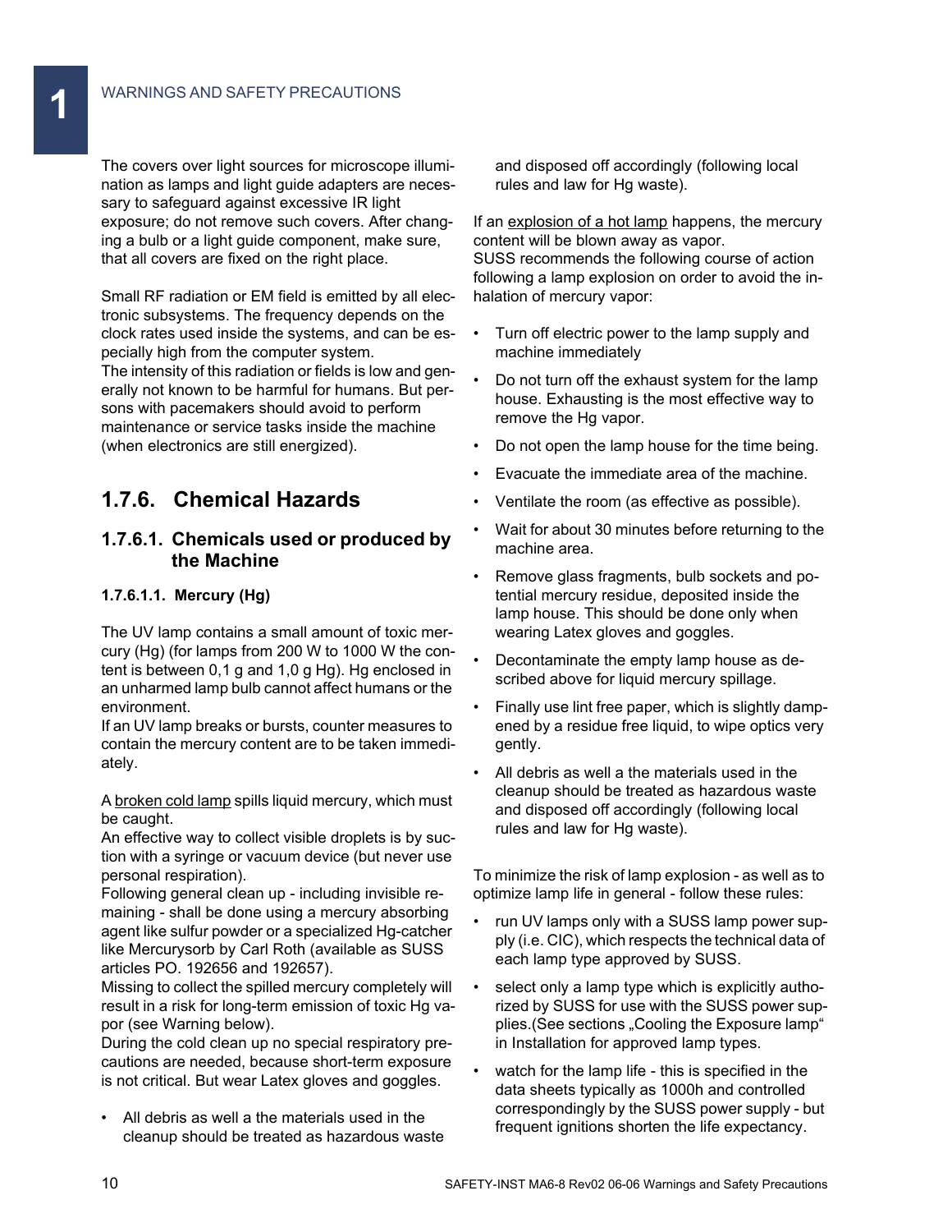The covers over light sources for microscope illumination as lamps and light guide adapters are necessary to safeguard against excessive IR light exposure; do not remove such covers. After changing a bulb or a light guide component, make sure, that all covers are fixed on the right place.

Small RF radiation or EM field is emitted by all electronic subsystems. The frequency depends on the clock rates used inside the systems, and can be especially high from the computer system.
The intensity of this radiation or fields is low and generally not known to be harmful for humans. But persons with pacemakers should avoid to perform maintenance or service tasks inside the machine (when electronics are still energized).

## 1.7.6. Chemical Hazards

### 1.7.6.1. Chemicals used or produced by the Machine

#### 1.7.6.1.1. Mercury (Hg)

The UV lamp contains a small amount of toxic mercury (Hg) (for lamps from 200 W to 1000 W the content is between 0,1 g and 1,0 g Hg). Hg enclosed in an unharmed lamp bulb cannot affect humans or the environment.
If an UV lamp breaks or bursts, counter measures to contain the mercury content are to be taken immediately.

A broken cold lamp spills liquid mercury, which must be caught.
An effective way to collect visible droplets is by suction with a syringe or vacuum device (but never use personal respiration).
Following general clean up - including invisible remaining - shall be done using a mercury absorbing agent like sulfur powder or a specialized Hg-catcher like Mercurysorb by Carl Roth (available as SUSS articles PO. 192656 and 192657).
Missing to collect the spilled mercury completely will result in a risk for long-term emission of toxic Hg vapor (see Warning below).
During the cold clean up no special respiratory precautions are needed, because short-term exposure is not critical. But wear Latex gloves and goggles.

- All debris as well a the materials used in the cleanup should be treated as hazardous waste and disposed off accordingly (following local rules and law for Hg waste).

If an explosion of a hot lamp happens, the mercury content will be blown away as vapor.
SUSS recommends the following course of action following a lamp explosion on order to avoid the inhalation of mercury vapor:

- Turn off electric power to the lamp supply and machine immediately
- Do not turn off the exhaust system for the lamp house. Exhausting is the most effective way to remove the Hg vapor.
- Do not open the lamp house for the time being.
- Evacuate the immediate area of the machine.
- Ventilate the room (as effective as possible).
- Wait for about 30 minutes before returning to the machine area.
- Remove glass fragments, bulb sockets and potential mercury residue, deposited inside the lamp house. This should be done only when wearing Latex gloves and goggles.
- Decontaminate the empty lamp house as described above for liquid mercury spillage.
- Finally use lint free paper, which is slightly dampened by a residue free liquid, to wipe optics very gently.
- All debris as well a the materials used in the cleanup should be treated as hazardous waste and disposed off accordingly (following local rules and law for Hg waste).

To minimize the risk of lamp explosion - as well as to optimize lamp life in general - follow these rules:

- run UV lamps only with a SUSS lamp power supply (i.e. CIC), which respects the technical data of each lamp type approved by SUSS.
- select only a lamp type which is explicitly authorized by SUSS for use with the SUSS power supplies.(See sections „Cooling the Exposure lamp“ in Installation for approved lamp types.
- watch for the lamp life - this is specified in the data sheets typically as 1000h and controlled correspondingly by the SUSS power supply - but frequent ignitions shorten the life expectancy.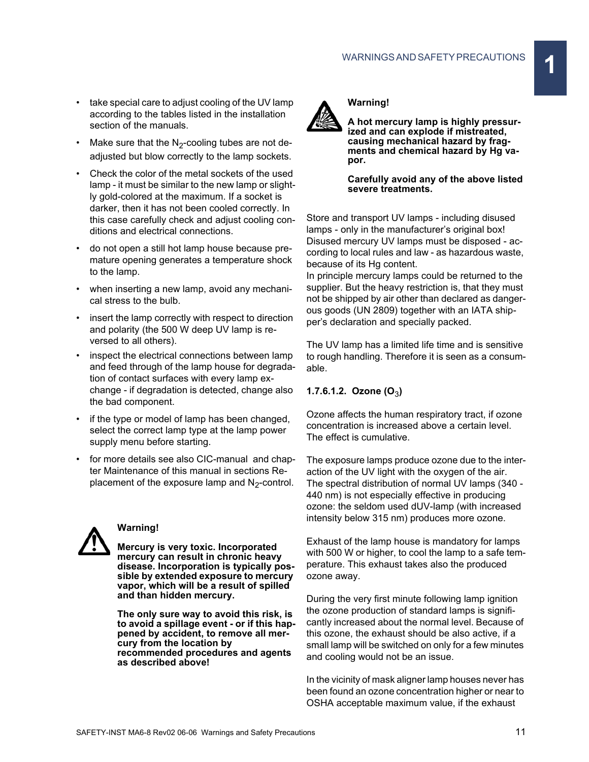- take special care to adjust cooling of the UV lamp according to the tables listed in the installation section of the manuals.
- Make sure that the $N_2$-cooling tubes are not de-adjusted but blow correctly to the lamp sockets.
- Check the color of the metal sockets of the used lamp - it must be similar to the new lamp or slightly gold-colored at the maximum. If a socket is darker, then it has not been cooled correctly. In this case carefully check and adjust cooling conditions and electrical connections.
- do not open a still hot lamp house because premature opening generates a temperature shock to the lamp.
- when inserting a new lamp, avoid any mechanical stress to the bulb.
- insert the lamp correctly with respect to direction and polarity (the 500 W deep UV lamp is reversed to all others).
- inspect the electrical connections between lamp and feed through of the lamp house for degradation of contact surfaces with every lamp exchange - if degradation is detected, change also the bad component.
- if the type or model of lamp has been changed, select the correct lamp type at the lamp power supply menu before starting.
- for more details see also CIC-manual and chapter Maintenance of this manual in sections Replacement of the exposure lamp and $N_2$-control.

**Warning!**

**Mercury is very toxic. Incorporated mercury can result in chronic heavy disease. Incorporation is typically possible by extended exposure to mercury vapor, which will be a result of spilled and than hidden mercury.**

**The only sure way to avoid this risk, is to avoid a spillage event - or if this happened by accident, to remove all mercury from the location by recommended procedures and agents as described above!**

**Warning!**

**A hot mercury lamp is highly pressurized and can explode if mistreated, causing mechanical hazard by fragments and chemical hazard by Hg vapor.**

**Carefully avoid any of the above listed severe treatments.**

Store and transport UV lamps - including disused lamps - only in the manufacturer's original box! Disused mercury UV lamps must be disposed - according to local rules and law - as hazardous waste, because of its Hg content.
In principle mercury lamps could be returned to the supplier. But the heavy restriction is, that they must not be shipped by air other than declared as dangerous goods (UN 2809) together with an IATA shipper's declaration and specially packed.

The UV lamp has a limited life time and is sensitive to rough handling. Therefore it is seen as a consumable.

#### 1.7.6.1.2. Ozone ($O_3$)

Ozone affects the human respiratory tract, if ozone concentration is increased above a certain level. The effect is cumulative.

The exposure lamps produce ozone due to the interaction of the UV light with the oxygen of the air. The spectral distribution of normal UV lamps (340 - 440 nm) is not especially effective in producing ozone: the seldom used dUV-lamp (with increased intensity below 315 nm) produces more ozone.

Exhaust of the lamp house is mandatory for lamps with 500 W or higher, to cool the lamp to a safe temperature. This exhaust takes also the produced ozone away.

During the very first minute following lamp ignition the ozone production of standard lamps is significantly increased about the normal level. Because of this ozone, the exhaust should be also active, if a small lamp will be switched on only for a few minutes and cooling would not be an issue.

In the vicinity of mask aligner lamp houses never has been found an ozone concentration higher or near to OSHA acceptable maximum value, if the exhaust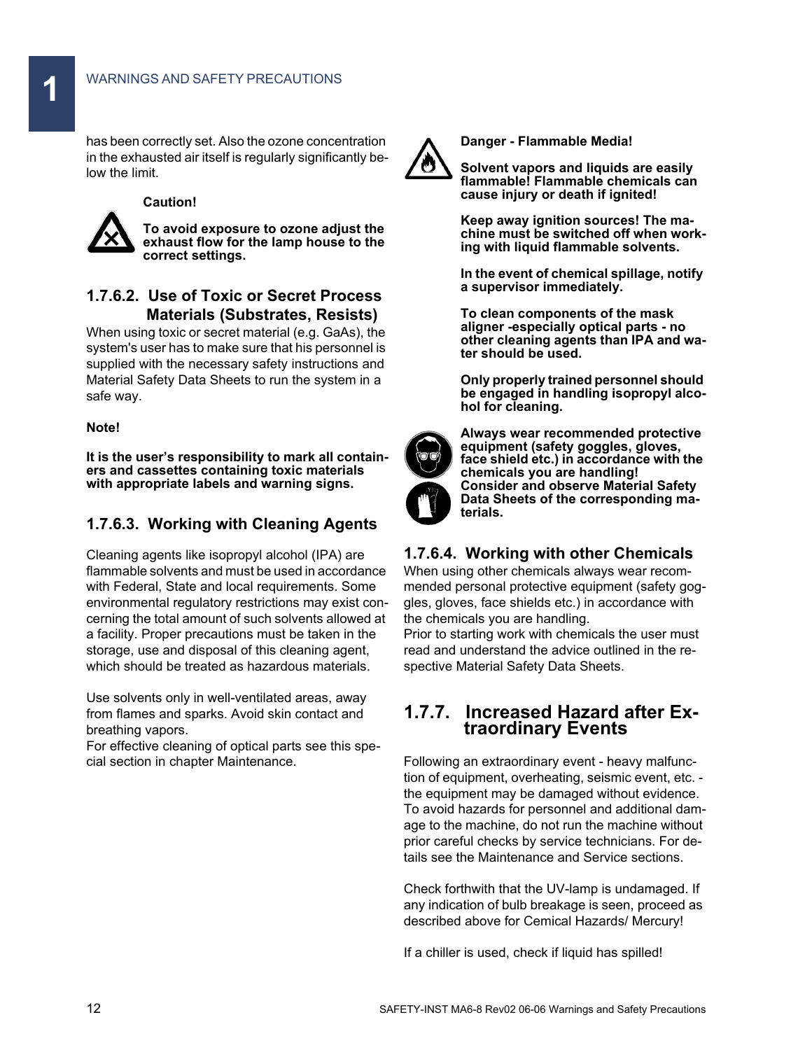has been correctly set. Also the ozone concentration in the exhausted air itself is regularly significantly below the limit.

**Caution!**

**To avoid exposure to ozone adjust the exhaust flow for the lamp house to the correct settings.**

### 1.7.6.2. Use of Toxic or Secret Process Materials (Substrates, Resists)

When using toxic or secret material (e.g. GaAs), the system's user has to make sure that his personnel is supplied with the necessary safety instructions and Material Safety Data Sheets to run the system in a safe way.

**Note!**

**It is the user's responsibility to mark all containers and cassettes containing toxic materials with appropriate labels and warning signs.**

### 1.7.6.3. Working with Cleaning Agents

Cleaning agents like isopropyl alcohol (IPA) are flammable solvents and must be used in accordance with Federal, State and local requirements. Some environmental regulatory restrictions may exist concerning the total amount of such solvents allowed at a facility. Proper precautions must be taken in the storage, use and disposal of this cleaning agent, which should be treated as hazardous materials.

Use solvents only in well-ventilated areas, away from flames and sparks. Avoid skin contact and breathing vapors.
For effective cleaning of optical parts see this special section in chapter Maintenance.

**Danger - Flammable Media!**

**Solvent vapors and liquids are easily flammable! Flammable chemicals can cause injury or death if ignited!**

**Keep away ignition sources! The machine must be switched off when working with liquid flammable solvents.**

**In the event of chemical spillage, notify a supervisor immediately.**

**To clean components of the mask aligner -especially optical parts - no other cleaning agents than IPA and water should be used.**

**Only properly trained personnel should be engaged in handling isopropyl alcohol for cleaning.**

**Always wear recommended protective equipment (safety goggles, gloves, face shield etc.) in accordance with the chemicals you are handling!**
**Consider and observe Material Safety Data Sheets of the corresponding materials.**

### 1.7.6.4. Working with other Chemicals

When using other chemicals always wear recommended personal protective equipment (safety goggles, gloves, face shields etc.) in accordance with the chemicals you are handling.
Prior to starting work with chemicals the user must read and understand the advice outlined in the respective Material Safety Data Sheets.

## 1.7.7. Increased Hazard after Extraordinary Events

Following an extraordinary event - heavy malfunction of equipment, overheating, seismic event, etc. - the equipment may be damaged without evidence. To avoid hazards for personnel and additional damage to the machine, do not run the machine without prior careful checks by service technicians. For details see the Maintenance and Service sections.

Check forthwith that the UV-lamp is undamaged. If any indication of bulb breakage is seen, proceed as described above for Cemical Hazards/ Mercury!

If a chiller is used, check if liquid has spilled!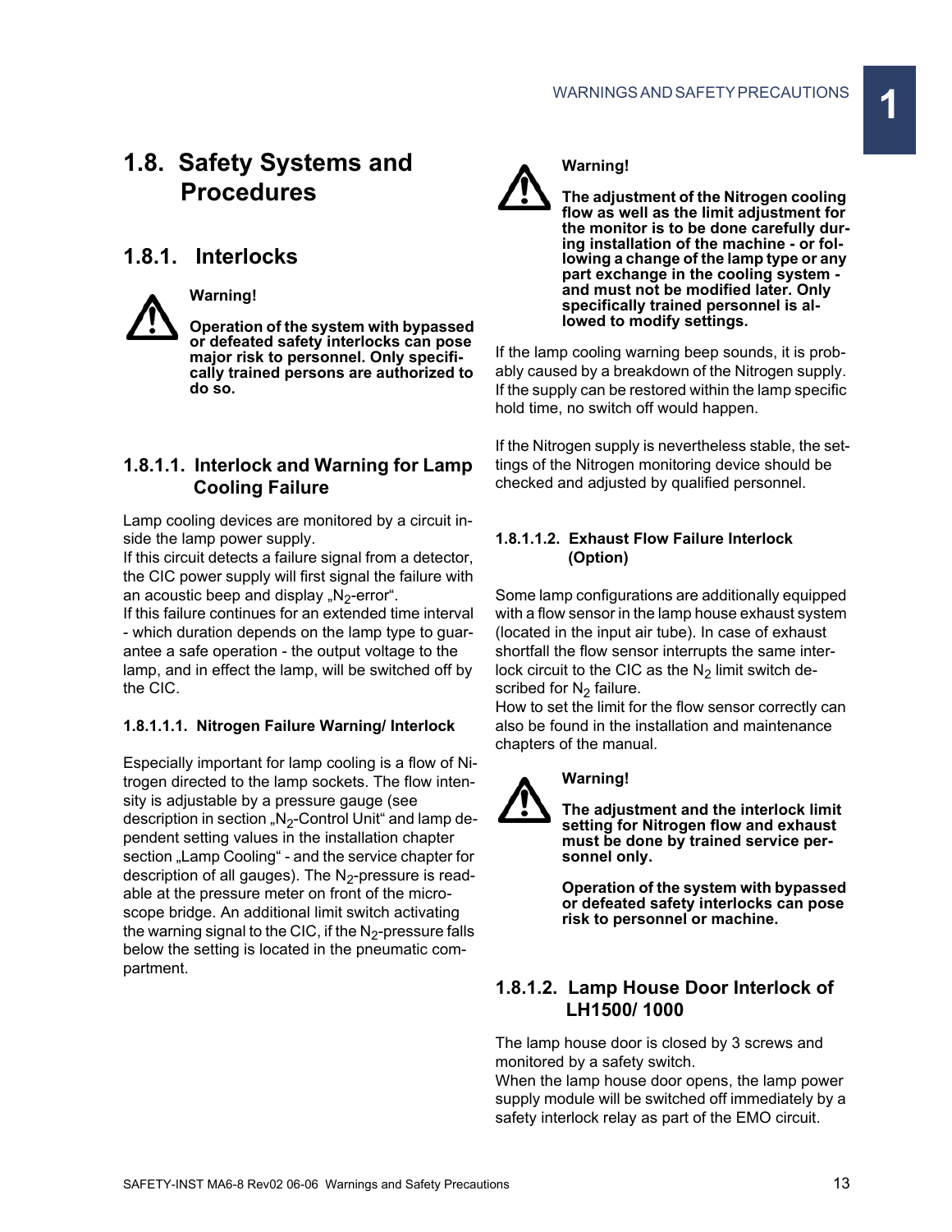## 1.8. Safety Systems and Procedures

### 1.8.1. Interlocks

**Warning!**

**Operation of the system with bypassed or defeated safety interlocks can pose major risk to personnel. Only specifically trained persons are authorized to do so.**

#### 1.8.1.1. Interlock and Warning for Lamp Cooling Failure

Lamp cooling devices are monitored by a circuit inside the lamp power supply.
If this circuit detects a failure signal from a detector, the CIC power supply will first signal the failure with an acoustic beep and display „$N_2$-error“.
If this failure continues for an extended time interval - which duration depends on the lamp type to guarantee a safe operation - the output voltage to the lamp, and in effect the lamp, will be switched off by the CIC.

##### 1.8.1.1.1. Nitrogen Failure Warning/ Interlock

Especially important for lamp cooling is a flow of Nitrogen directed to the lamp sockets. The flow intensity is adjustable by a pressure gauge (see description in section „$N_2$-Control Unit“ and lamp dependent setting values in the installation chapter section „Lamp Cooling“ - and the service chapter for description of all gauges). The $N_2$-pressure is readable at the pressure meter on front of the microscope bridge. An additional limit switch activating the warning signal to the CIC, if the $N_2$-pressure falls below the setting is located in the pneumatic compartment.

**Warning!**

**The adjustment of the Nitrogen cooling flow as well as the limit adjustment for the monitor is to be done carefully during installation of the machine - or following a change of the lamp type or any part exchange in the cooling system - and must not be modified later. Only specifically trained personnel is allowed to modify settings.**

If the lamp cooling warning beep sounds, it is probably caused by a breakdown of the Nitrogen supply. If the supply can be restored within the lamp specific hold time, no switch off would happen.

If the Nitrogen supply is nevertheless stable, the settings of the Nitrogen monitoring device should be checked and adjusted by qualified personnel.

##### 1.8.1.1.2. Exhaust Flow Failure Interlock (Option)

Some lamp configurations are additionally equipped with a flow sensor in the lamp house exhaust system (located in the input air tube). In case of exhaust shortfall the flow sensor interrupts the same interlock circuit to the CIC as the $N_2$ limit switch described for $N_2$ failure.
How to set the limit for the flow sensor correctly can also be found in the installation and maintenance chapters of the manual.

**Warning!**

**The adjustment and the interlock limit setting for Nitrogen flow and exhaust must be done by trained service personnel only.**

**Operation of the system with bypassed or defeated safety interlocks can pose risk to personnel or machine.**

#### 1.8.1.2. Lamp House Door Interlock of LH1500/ 1000

The lamp house door is closed by 3 screws and monitored by a safety switch.
When the lamp house door opens, the lamp power supply module will be switched off immediately by a safety interlock relay as part of the EMO circuit.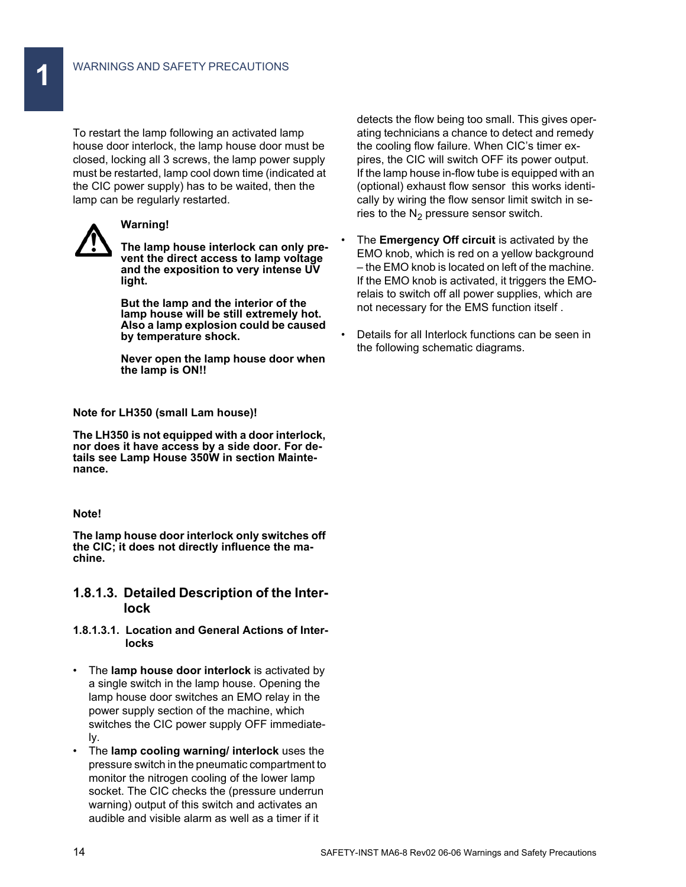To restart the lamp following an activated lamp house door interlock, the lamp house door must be closed, locking all 3 screws, the lamp power supply must be restarted, lamp cool down time (indicated at the CIC power supply) has to be waited, then the lamp can be regularly restarted.

**Warning!**

**The lamp house interlock can only prevent the direct access to lamp voltage and the exposition to very intense UV light.**

**But the lamp and the interior of the lamp house will be still extremely hot. Also a lamp explosion could be caused by temperature shock.**

**Never open the lamp house door when the lamp is ON!!**

**Note for LH350 (small Lam house)!**

**The LH350 is not equipped with a door interlock, nor does it have access by a side door. For details see Lamp House 350W in section Maintenance.**

**Note!**

**The lamp house door interlock only switches off the CIC; it does not directly influence the machine.**

### 1.8.1.3. Detailed Description of the Interlock

#### 1.8.1.3.1. Location and General Actions of Interlocks

- The **lamp house door interlock** is activated by a single switch in the lamp house. Opening the lamp house door switches an EMO relay in the power supply section of the machine, which switches the CIC power supply OFF immediately.
- The **lamp cooling warning/ interlock** uses the pressure switch in the pneumatic compartment to monitor the nitrogen cooling of the lower lamp socket. The CIC checks the (pressure underrun warning) output of this switch and activates an audible and visible alarm as well as a timer if it detects the flow being too small. This gives operating technicians a chance to detect and remedy the cooling flow failure. When CIC's timer expires, the CIC will switch OFF its power output. If the lamp house in-flow tube is equipped with an (optional) exhaust flow sensor this works identically by wiring the flow sensor limit switch in series to the $N_2$ pressure sensor switch.
- The **Emergency Off circuit** is activated by the EMO knob, which is red on a yellow background – the EMO knob is located on left of the machine. If the EMO knob is activated, it triggers the EMO-relais to switch off all power supplies, which are not necessary for the EMS function itself .
- Details for all Interlock functions can be seen in the following schematic diagrams.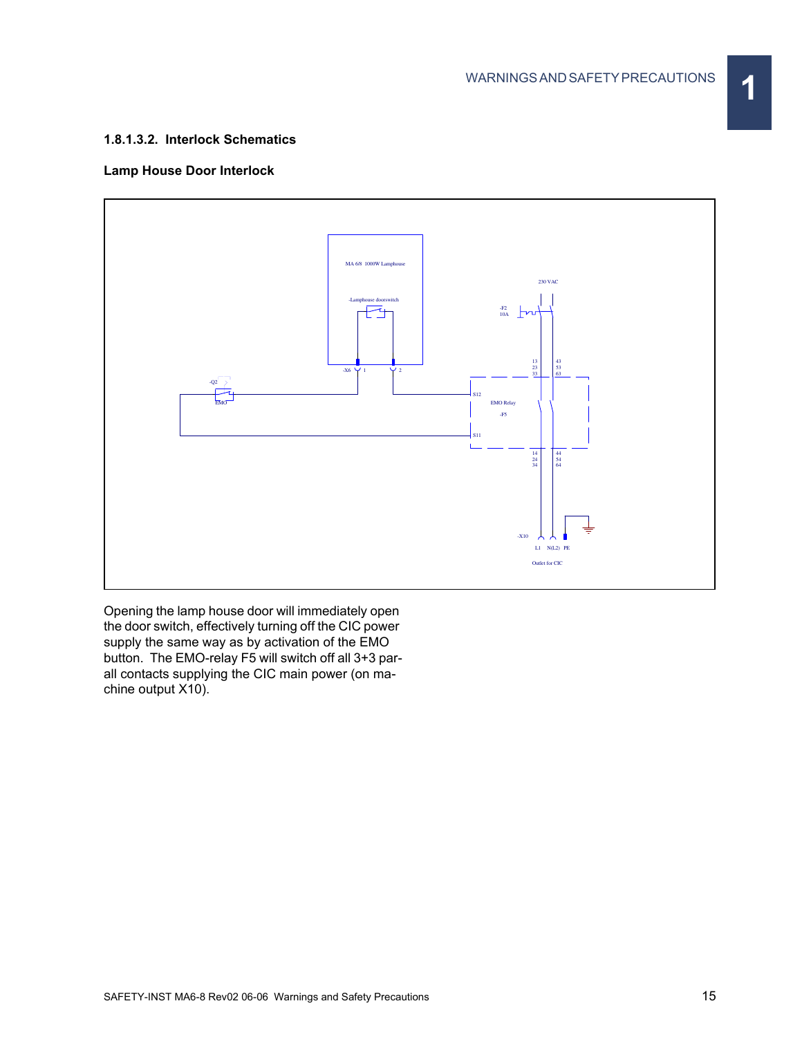### 1.8.1.3.2. Interlock Schematics

**Lamp House Door Interlock**

MA 6/8 1000W Lamphouse

-Lamphouse doorswitch

-X6 1 2

-Q2

EMO

230 VAC

-F2
10A

13
23
33

43
53
63

S12

EMO Relay

-F5

S11

14
24
34

44
54
64

-X10

L1 N(L2) PE

Outlet for CIC

Opening the lamp house door will immediately open the door switch, effectively turning off the CIC power supply the same way as by activation of the EMO button. The EMO-relay F5 will switch off all 3+3 parall contacts supplying the CIC main power (on machine output X10).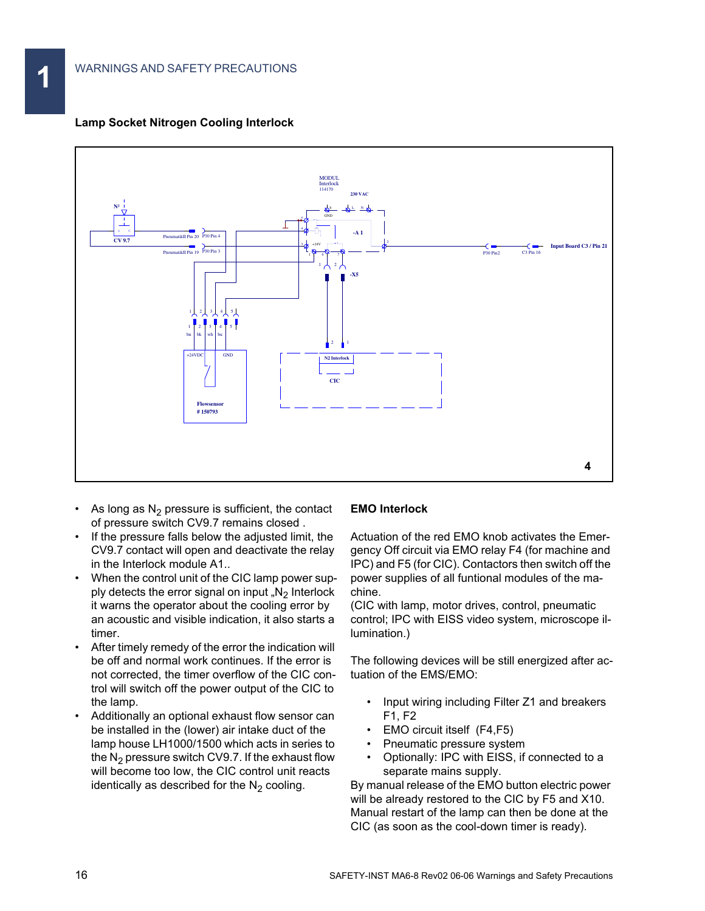## Lamp Socket Nitrogen Cooling Interlock

MODUL
Interlock
114170
230 VAC
GND
L
N
-A 1
+24V
N2
CV 9.7
PneumatikII Pin 20
P30 Pin 4
PneumatikII Pin 19
P30 Pin 3
P30 Pin2
C3 Pin 16
Input Board C3 / Pin 21
-X5
1 2 3 4 5
bn bk wh bu
+24VDC
GND
Flowsensor
# 150793
N2 Interlock
CIC
4

- As long as $N_2$ pressure is sufficient, the contact of pressure switch CV9.7 remains closed .
- If the pressure falls below the adjusted limit, the CV9.7 contact will open and deactivate the relay in the Interlock module A1..
- When the control unit of the CIC lamp power supply detects the error signal on input „$N_2$ Interlock it warns the operator about the cooling error by an acoustic and visible indication, it also starts a timer.
- After timely remedy of the error the indication will be off and normal work continues. If the error is not corrected, the timer overflow of the CIC control will switch off the power output of the CIC to the lamp.
- Additionally an optional exhaust flow sensor can be installed in the (lower) air intake duct of the lamp house LH1000/1500 which acts in series to the $N_2$ pressure switch CV9.7. If the exhaust flow will become too low, the CIC control unit reacts identically as described for the $N_2$ cooling.

### EMO Interlock

Actuation of the red EMO knob activates the Emergency Off circuit via EMO relay F4 (for machine and IPC) and F5 (for CIC). Contactors then switch off the power supplies of all funtional modules of the machine.
(CIC with lamp, motor drives, control, pneumatic control; IPC with EISS video system, microscope illumination.)

The following devices will be still energized after actuation of the EMS/EMO:

- Input wiring including Filter Z1 and breakers F1, F2
- EMO circuit itself (F4,F5)
- Pneumatic pressure system
- Optionally: IPC with EISS, if connected to a separate mains supply.

By manual release of the EMO button electric power will be already restored to the CIC by F5 and X10. Manual restart of the lamp can then be done at the CIC (as soon as the cool-down timer is ready).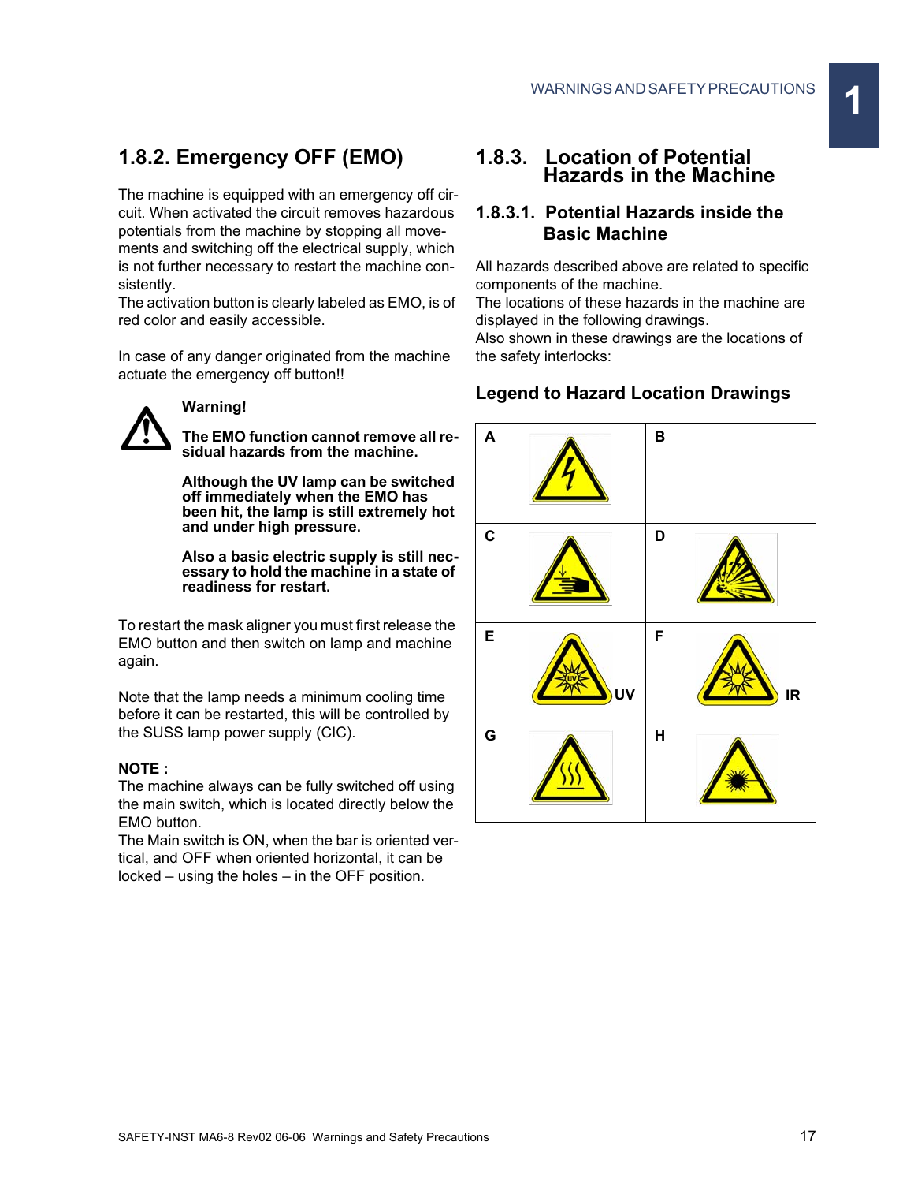## 1.8.2. Emergency OFF (EMO)

The machine is equipped with an emergency off circuit. When activated the circuit removes hazardous potentials from the machine by stopping all movements and switching off the electrical supply, which is not further necessary to restart the machine consistently.
The activation button is clearly labeled as EMO, is of red color and easily accessible.

In case of any danger originated from the machine actuate the emergency off button!!

**Warning!**

**The EMO function cannot remove all residual hazards from the machine.**

**Although the UV lamp can be switched off immediately when the EMO has been hit, the lamp is still extremely hot and under high pressure.**

**Also a basic electric supply is still necessary to hold the machine in a state of readiness for restart.**

To restart the mask aligner you must first release the EMO button and then switch on lamp and machine again.

Note that the lamp needs a minimum cooling time before it can be restarted, this will be controlled by the SUSS lamp power supply (CIC).

**NOTE :**
The machine always can be fully switched off using the main switch, which is located directly below the EMO button.
The Main switch is ON, when the bar is oriented vertical, and OFF when oriented horizontal, it can be locked – using the holes – in the OFF position.

## 1.8.3. Location of Potential Hazards in the Machine

### 1.8.3.1. Potential Hazards inside the Basic Machine

All hazards described above are related to specific components of the machine.
The locations of these hazards in the machine are displayed in the following drawings.
Also shown in these drawings are the locations of the safety interlocks:

### Legend to Hazard Location Drawings

| | |
|---|---|
| A | B |
| C | D |
| E UV | F IR |
| G | H |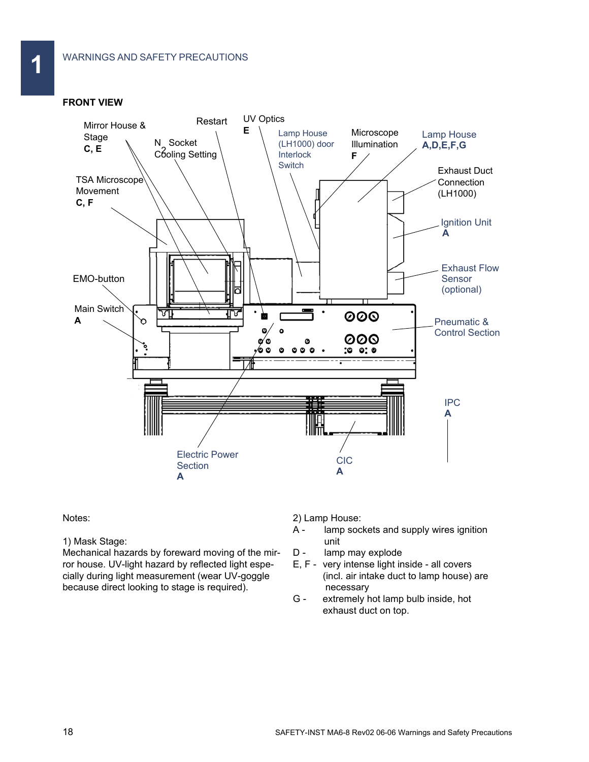# 1 WARNINGS AND SAFETY PRECAUTIONS

**FRONT VIEW**

Mirror House & Stage
**C, E**

Restart

UV Optics
**E**

$N_2$ Socket
Cooling Setting

Lamp House (LH1000) door Interlock Switch

Microscope Illumination
**F**

Lamp House
**A,D,E,F,G**

Exhaust Duct Connection (LH1000)

TSA Microscope Movement
**C, F**

Ignition Unit
**A**

EMO-button

Exhaust Flow Sensor (optional)

Main Switch
**A**

Pneumatic & Control Section

IPC
**A**

Electric Power Section
**A**

CIC
**A**

Notes:

1) Mask Stage:
Mechanical hazards by foreward moving of the mirror house. UV-light hazard by reflected light especially during light measurement (wear UV-goggle because direct looking to stage is required).

2) Lamp House:

- A - lamp sockets and supply wires ignition unit
- D - lamp may explode
- E, F - very intense light inside - all covers (incl. air intake duct to lamp house) are necessary
- G - extremely hot lamp bulb inside, hot exhaust duct on top.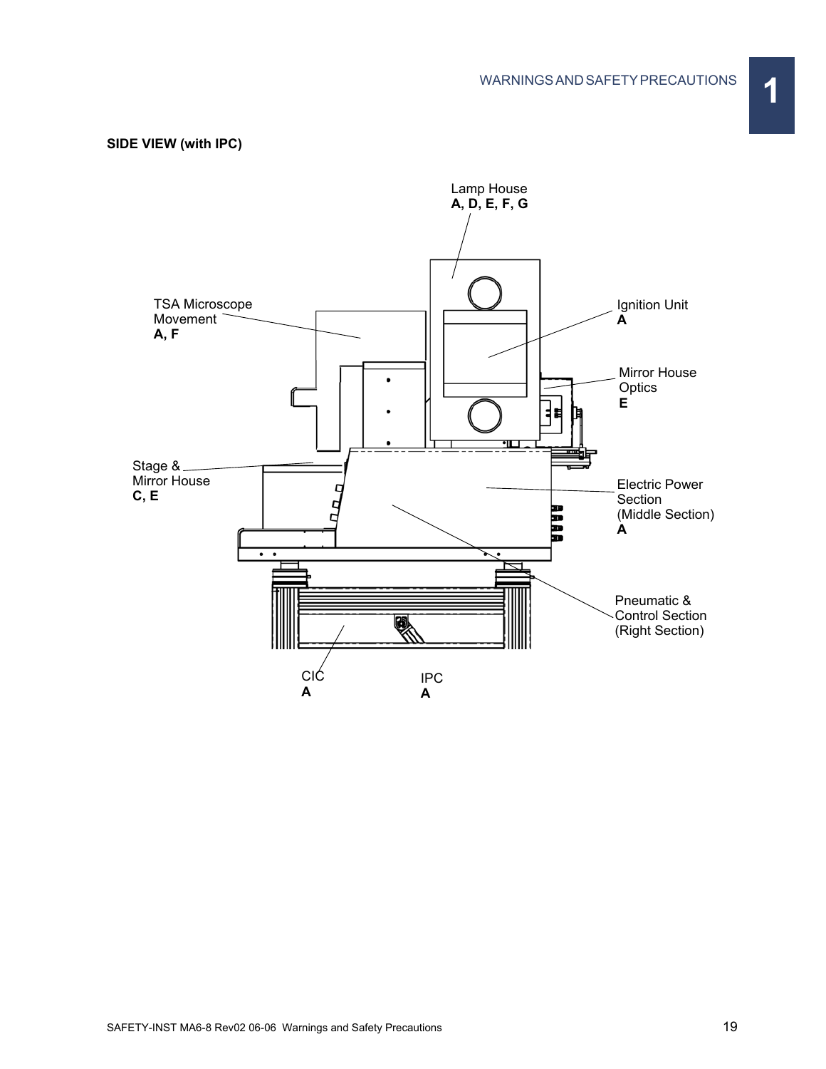**SIDE VIEW (with IPC)**

Lamp House
**A, D, E, F, G**

TSA Microscope
Movement
**A, F**

Ignition Unit
**A**

Mirror House
Optics
**E**

Stage &
Mirror House
**C, E**

Electric Power
Section
(Middle Section)
**A**

Pneumatic &
Control Section
(Right Section)

CIC
**A**

IPC
**A**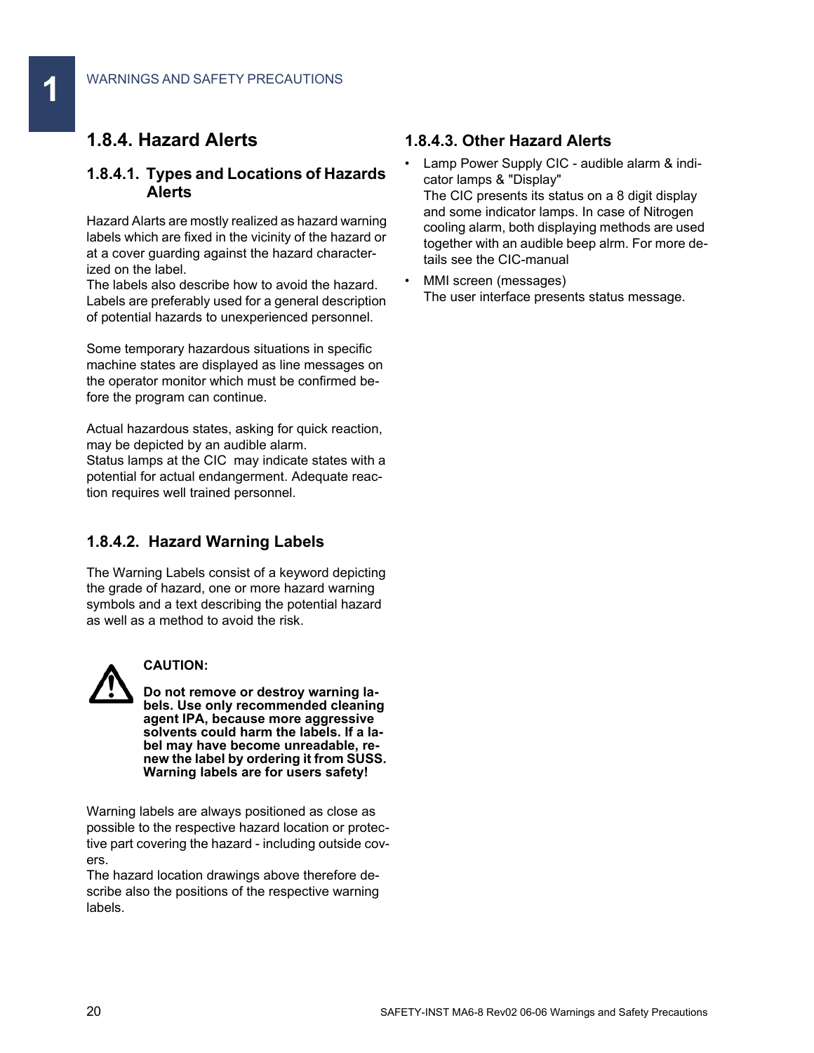## 1.8.4. Hazard Alerts

### 1.8.4.1. Types and Locations of Hazards Alerts

Hazard Alarts are mostly realized as hazard warning labels which are fixed in the vicinity of the hazard or at a cover guarding against the hazard characterized on the label.
The labels also describe how to avoid the hazard. Labels are preferably used for a general description of potential hazards to unexperienced personnel.

Some temporary hazardous situations in specific machine states are displayed as line messages on the operator monitor which must be confirmed before the program can continue.

Actual hazardous states, asking for quick reaction, may be depicted by an audible alarm.
Status lamps at the CIC may indicate states with a potential for actual endangerment. Adequate reaction requires well trained personnel.

### 1.8.4.2. Hazard Warning Labels

The Warning Labels consist of a keyword depicting the grade of hazard, one or more hazard warning symbols and a text describing the potential hazard as well as a method to avoid the risk.

**CAUTION:**

**Do not remove or destroy warning labels. Use only recommended cleaning agent IPA, because more aggressive solvents could harm the labels. If a label may have become unreadable, renew the label by ordering it from SUSS. Warning labels are for users safety!**

Warning labels are always positioned as close as possible to the respective hazard location or protective part covering the hazard - including outside covers.
The hazard location drawings above therefore describe also the positions of the respective warning labels.

### 1.8.4.3. Other Hazard Alerts

- Lamp Power Supply CIC - audible alarm & indicator lamps & "Display"
  The CIC presents its status on a 8 digit display and some indicator lamps. In case of Nitrogen cooling alarm, both displaying methods are used together with an audible beep alrm. For more details see the CIC-manual
- MMI screen (messages)
  The user interface presents status message.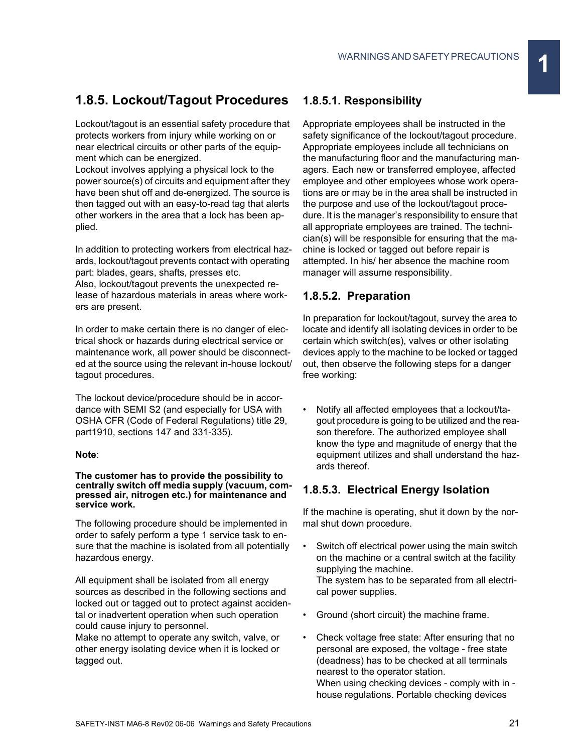## 1.8.5. Lockout/Tagout Procedures

Lockout/tagout is an essential safety procedure that protects workers from injury while working on or near electrical circuits or other parts of the equipment which can be energized.
Lockout involves applying a physical lock to the power source(s) of circuits and equipment after they have been shut off and de-energized. The source is then tagged out with an easy-to-read tag that alerts other workers in the area that a lock has been applied.

In addition to protecting workers from electrical hazards, lockout/tagout prevents contact with operating part: blades, gears, shafts, presses etc.
Also, lockout/tagout prevents the unexpected release of hazardous materials in areas where workers are present.

In order to make certain there is no danger of electrical shock or hazards during electrical service or maintenance work, all power should be disconnected at the source using the relevant in-house lockout/tagout procedures.

The lockout device/procedure should be in accordance with SEMI S2 (and especially for USA with OSHA CFR (Code of Federal Regulations) title 29, part1910, sections 147 and 331-335).

**Note**:

**The customer has to provide the possibility to centrally switch off media supply (vacuum, compressed air, nitrogen etc.) for maintenance and service work.**

The following procedure should be implemented in order to safely perform a type 1 service task to ensure that the machine is isolated from all potentially hazardous energy.

All equipment shall be isolated from all energy sources as described in the following sections and locked out or tagged out to protect against accidental or inadvertent operation when such operation could cause injury to personnel.
Make no attempt to operate any switch, valve, or other energy isolating device when it is locked or tagged out.

### 1.8.5.1. Responsibility

Appropriate employees shall be instructed in the safety significance of the lockout/tagout procedure. Appropriate employees include all technicians on the manufacturing floor and the manufacturing managers. Each new or transferred employee, affected employee and other employees whose work operations are or may be in the area shall be instructed in the purpose and use of the lockout/tagout procedure. It is the manager's responsibility to ensure that all appropriate employees are trained. The technician(s) will be responsible for ensuring that the machine is locked or tagged out before repair is attempted. In his/ her absence the machine room manager will assume responsibility.

### 1.8.5.2. Preparation

In preparation for lockout/tagout, survey the area to locate and identify all isolating devices in order to be certain which switch(es), valves or other isolating devices apply to the machine to be locked or tagged out, then observe the following steps for a danger free working:

- Notify all affected employees that a lockout/tagout procedure is going to be utilized and the reason therefore. The authorized employee shall know the type and magnitude of energy that the equipment utilizes and shall understand the hazards thereof.

### 1.8.5.3. Electrical Energy Isolation

If the machine is operating, shut it down by the normal shut down procedure.

- Switch off electrical power using the main switch on the machine or a central switch at the facility supplying the machine.
  The system has to be separated from all electrical power supplies.
- Ground (short circuit) the machine frame.
- Check voltage free state: After ensuring that no personal are exposed, the voltage - free state (deadness) has to be checked at all terminals nearest to the operator station.
  When using checking devices - comply with in - house regulations. Portable checking devices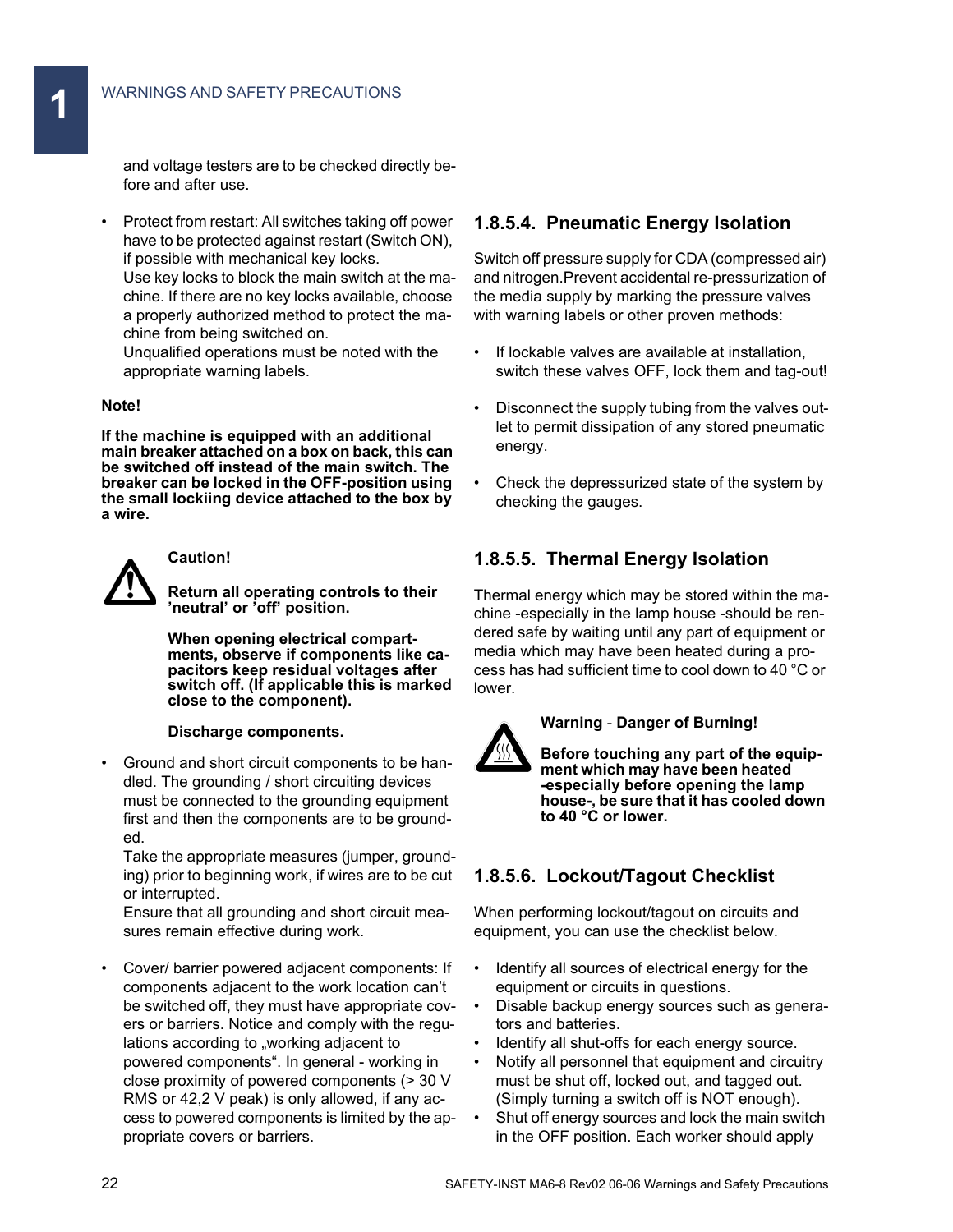and voltage testers are to be checked directly before and after use.

- Protect from restart: All switches taking off power have to be protected against restart (Switch ON), if possible with mechanical key locks.
  Use key locks to block the main switch at the machine. If there are no key locks available, choose a properly authorized method to protect the machine from being switched on.
  Unqualified operations must be noted with the appropriate warning labels.

**Note!**

**If the machine is equipped with an additional main breaker attached on a box on back, this can be switched off instead of the main switch. The breaker can be locked in the OFF-position using the small lockiing device attached to the box by a wire.**

**Caution!**

**Return all operating controls to their 'neutral' or 'off' position.**

**When opening electrical compartments, observe if components like capacitors keep residual voltages after switch off. (If applicable this is marked close to the component).**

**Discharge components.**

- Ground and short circuit components to be handled. The grounding / short circuiting devices must be connected to the grounding equipment first and then the components are to be grounded.
  Take the appropriate measures (jumper, grounding) prior to beginning work, if wires are to be cut or interrupted.
  Ensure that all grounding and short circuit measures remain effective during work.

- Cover/ barrier powered adjacent components: If components adjacent to the work location can't be switched off, they must have appropriate covers or barriers. Notice and comply with the regulations according to „working adjacent to powered components". In general - working in close proximity of powered components (> 30 V RMS or 42,2 V peak) is only allowed, if any access to powered components is limited by the appropriate covers or barriers.

### 1.8.5.4. Pneumatic Energy Isolation

Switch off pressure supply for CDA (compressed air) and nitrogen.Prevent accidental re-pressurization of the media supply by marking the pressure valves with warning labels or other proven methods:

- If lockable valves are available at installation, switch these valves OFF, lock them and tag-out!

- Disconnect the supply tubing from the valves outlet to permit dissipation of any stored pneumatic energy.

- Check the depressurized state of the system by checking the gauges.

### 1.8.5.5. Thermal Energy Isolation

Thermal energy which may be stored within the machine -especially in the lamp house -should be rendered safe by waiting until any part of equipment or media which may have been heated during a process has had sufficient time to cool down to 40 °C or lower.

**Warning** - **Danger of Burning!**

**Before touching any part of the equipment which may have been heated -especially before opening the lamp house-, be sure that it has cooled down to 40 °C or lower.**

### 1.8.5.6. Lockout/Tagout Checklist

When performing lockout/tagout on circuits and equipment, you can use the checklist below.

- Identify all sources of electrical energy for the equipment or circuits in questions.
- Disable backup energy sources such as generators and batteries.
- Identify all shut-offs for each energy source.
- Notify all personnel that equipment and circuitry must be shut off, locked out, and tagged out. (Simply turning a switch off is NOT enough).
- Shut off energy sources and lock the main switch in the OFF position. Each worker should apply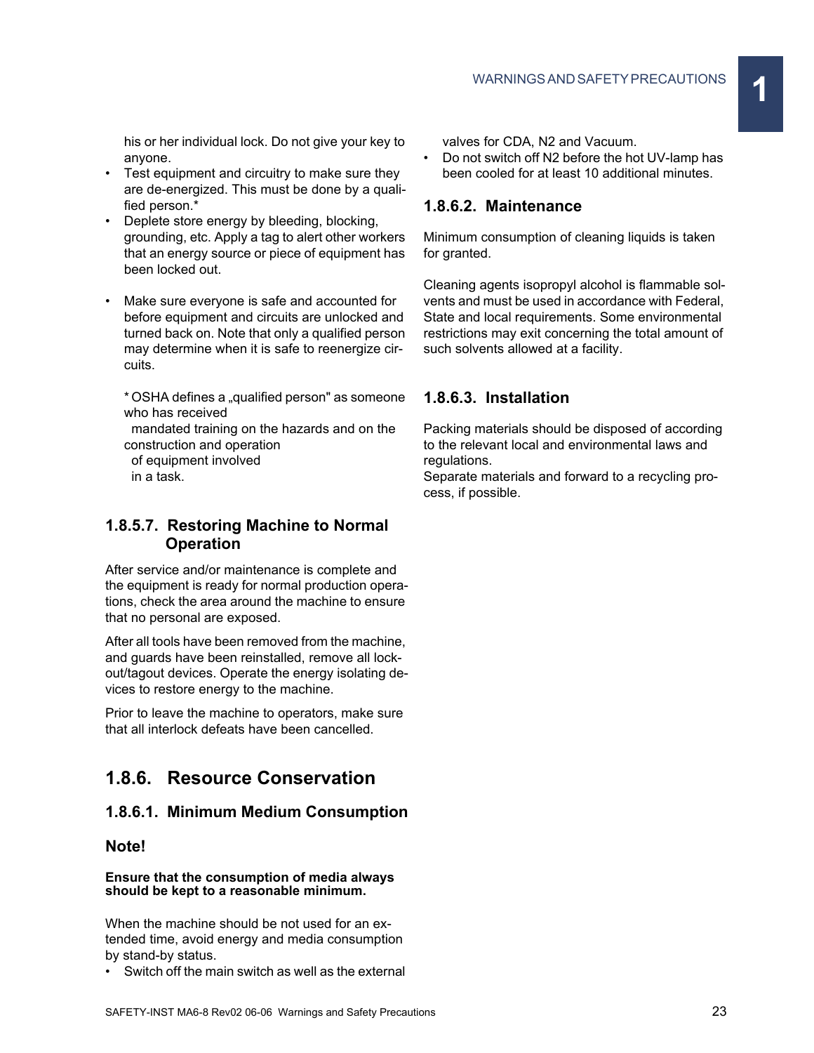his or her individual lock. Do not give your key to anyone.

- Test equipment and circuitry to make sure they are de-energized. This must be done by a qualified person.*
- Deplete store energy by bleeding, blocking, grounding, etc. Apply a tag to alert other workers that an energy source or piece of equipment has been locked out.
- Make sure everyone is safe and accounted for before equipment and circuits are unlocked and turned back on. Note that only a qualified person may determine when it is safe to reenergize circuits.

\* OSHA defines a „qualified person" as someone who has received mandated training on the hazards and on the construction and operation of equipment involved in a task.

#### 1.8.5.7. Restoring Machine to Normal Operation

After service and/or maintenance is complete and the equipment is ready for normal production operations, check the area around the machine to ensure that no personal are exposed.

After all tools have been removed from the machine, and guards have been reinstalled, remove all lockout/tagout devices. Operate the energy isolating devices to restore energy to the machine.

Prior to leave the machine to operators, make sure that all interlock defeats have been cancelled.

### 1.8.6. Resource Conservation

#### 1.8.6.1. Minimum Medium Consumption

**Note!**

**Ensure that the consumption of media always should be kept to a reasonable minimum.**

When the machine should be not used for an extended time, avoid energy and media consumption by stand-by status.

- Switch off the main switch as well as the external valves for CDA, N2 and Vacuum.
- Do not switch off N2 before the hot UV-lamp has been cooled for at least 10 additional minutes.

#### 1.8.6.2. Maintenance

Minimum consumption of cleaning liquids is taken for granted.

Cleaning agents isopropyl alcohol is flammable solvents and must be used in accordance with Federal, State and local requirements. Some environmental restrictions may exit concerning the total amount of such solvents allowed at a facility.

#### 1.8.6.3. Installation

Packing materials should be disposed of according to the relevant local and environmental laws and regulations.
Separate materials and forward to a recycling process, if possible.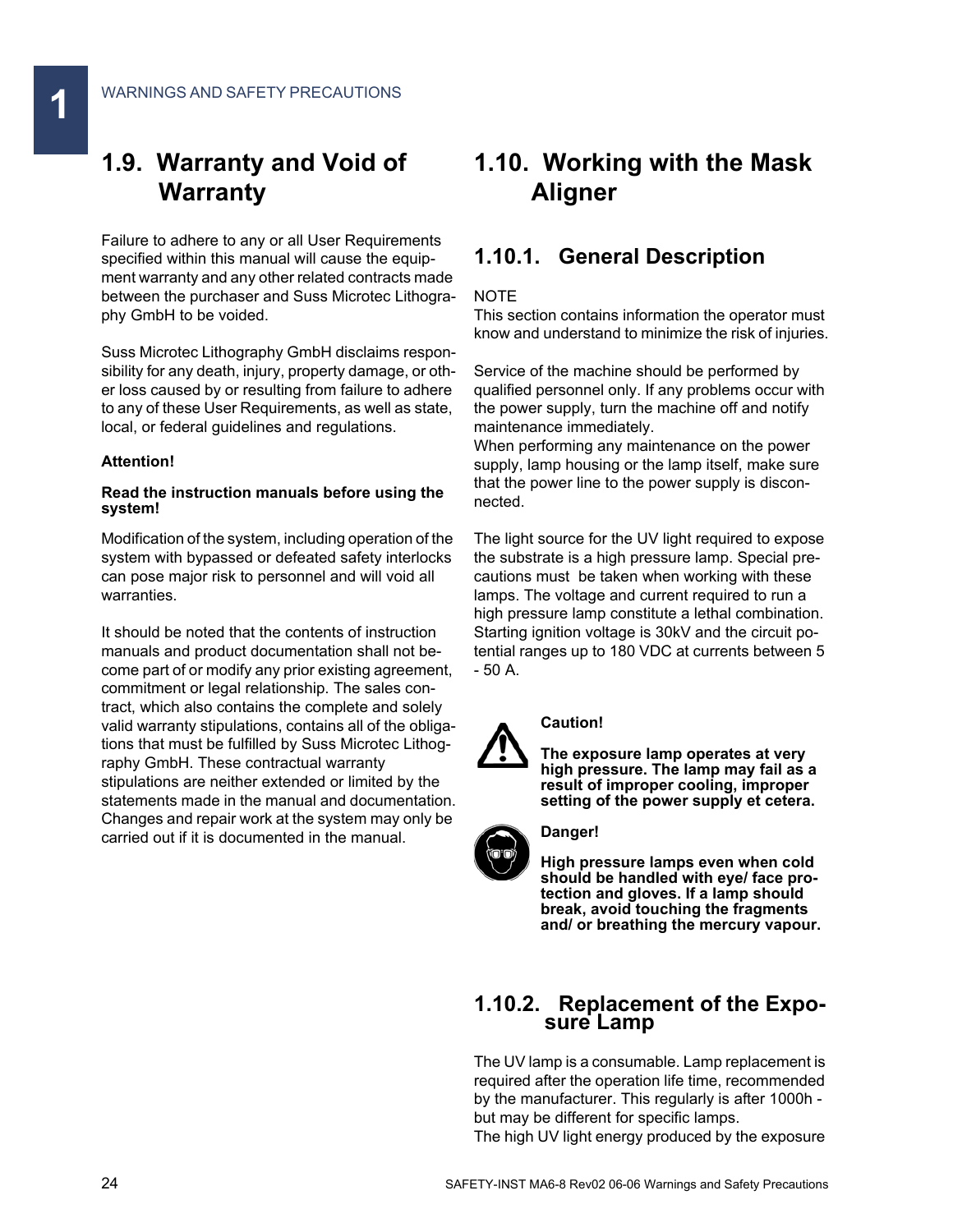## 1.9. Warranty and Void of Warranty

Failure to adhere to any or all User Requirements specified within this manual will cause the equipment warranty and any other related contracts made between the purchaser and Suss Microtec Lithography GmbH to be voided.

Suss Microtec Lithography GmbH disclaims responsibility for any death, injury, property damage, or other loss caused by or resulting from failure to adhere to any of these User Requirements, as well as state, local, or federal guidelines and regulations.

**Attention!**

**Read the instruction manuals before using the system!**

Modification of the system, including operation of the system with bypassed or defeated safety interlocks can pose major risk to personnel and will void all warranties.

It should be noted that the contents of instruction manuals and product documentation shall not become part of or modify any prior existing agreement, commitment or legal relationship. The sales contract, which also contains the complete and solely valid warranty stipulations, contains all of the obligations that must be fulfilled by Suss Microtec Lithography GmbH. These contractual warranty stipulations are neither extended or limited by the statements made in the manual and documentation. Changes and repair work at the system may only be carried out if it is documented in the manual.

## 1.10. Working with the Mask Aligner

### 1.10.1. General Description

NOTE
This section contains information the operator must know and understand to minimize the risk of injuries.

Service of the machine should be performed by qualified personnel only. If any problems occur with the power supply, turn the machine off and notify maintenance immediately.
When performing any maintenance on the power supply, lamp housing or the lamp itself, make sure that the power line to the power supply is disconnected.

The light source for the UV light required to expose the substrate is a high pressure lamp. Special precautions must be taken when working with these lamps. The voltage and current required to run a high pressure lamp constitute a lethal combination. Starting ignition voltage is 30kV and the circuit potential ranges up to 180 VDC at currents between 5 - 50 A.

**Caution!**

**The exposure lamp operates at very high pressure. The lamp may fail as a result of improper cooling, improper setting of the power supply et cetera.**

**Danger!**

**High pressure lamps even when cold should be handled with eye/ face protection and gloves. If a lamp should break, avoid touching the fragments and/ or breathing the mercury vapour.**

### 1.10.2. Replacement of the Exposure Lamp

The UV lamp is a consumable. Lamp replacement is required after the operation life time, recommended by the manufacturer. This regularly is after 1000h - but may be different for specific lamps.
The high UV light energy produced by the exposure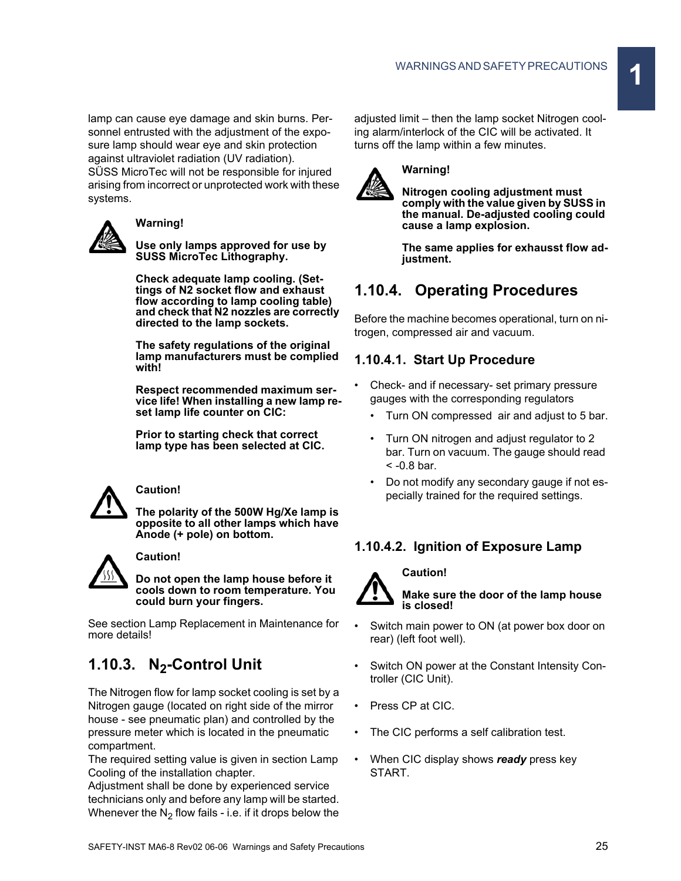lamp can cause eye damage and skin burns. Personnel entrusted with the adjustment of the exposure lamp should wear eye and skin protection against ultraviolet radiation (UV radiation).
SÜSS MicroTec will not be responsible for injured arising from incorrect or unprotected work with these systems.

**Warning!**

**Use only lamps approved for use by SUSS MicroTec Lithography.**

**Check adequate lamp cooling. (Settings of N2 socket flow and exhaust flow according to lamp cooling table) and check that N2 nozzles are correctly directed to the lamp sockets.**

**The safety regulations of the original lamp manufacturers must be complied with!**

**Respect recommended maximum service life! When installing a new lamp reset lamp life counter on CIC:**

**Prior to starting check that correct lamp type has been selected at CIC.**

**Caution!**

**The polarity of the 500W Hg/Xe lamp is opposite to all other lamps which have Anode (+ pole) on bottom.**

**Caution!**

**Do not open the lamp house before it cools down to room temperature. You could burn your fingers.**

See section Lamp Replacement in Maintenance for more details!

## 1.10.3. $N_2$-Control Unit

The Nitrogen flow for lamp socket cooling is set by a Nitrogen gauge (located on right side of the mirror house - see pneumatic plan) and controlled by the pressure meter which is located in the pneumatic compartment.
The required setting value is given in section Lamp Cooling of the installation chapter.
Adjustment shall be done by experienced service technicians only and before any lamp will be started.
Whenever the $N_2$ flow fails - i.e. if it drops below the adjusted limit – then the lamp socket Nitrogen cooling alarm/interlock of the CIC will be activated. It turns off the lamp within a few minutes.

**Warning!**

**Nitrogen cooling adjustment must comply with the value given by SUSS in the manual. De-adjusted cooling could cause a lamp explosion.**

**The same applies for exhausst flow adjustment.**

## 1.10.4. Operating Procedures

Before the machine becomes operational, turn on nitrogen, compressed air and vacuum.

### 1.10.4.1. Start Up Procedure

- Check- and if necessary- set primary pressure gauges with the corresponding regulators
  - Turn ON compressed air and adjust to 5 bar.
  - Turn ON nitrogen and adjust regulator to 2 bar. Turn on vacuum. The gauge should read < -0.8 bar.
  - Do not modify any secondary gauge if not especially trained for the required settings.

### 1.10.4.2. Ignition of Exposure Lamp

**Caution!**

**Make sure the door of the lamp house is closed!**

- Switch main power to ON (at power box door on rear) (left foot well).
- Switch ON power at the Constant Intensity Controller (CIC Unit).
- Press CP at CIC.
- The CIC performs a self calibration test.
- When CIC display shows ***ready*** press key START.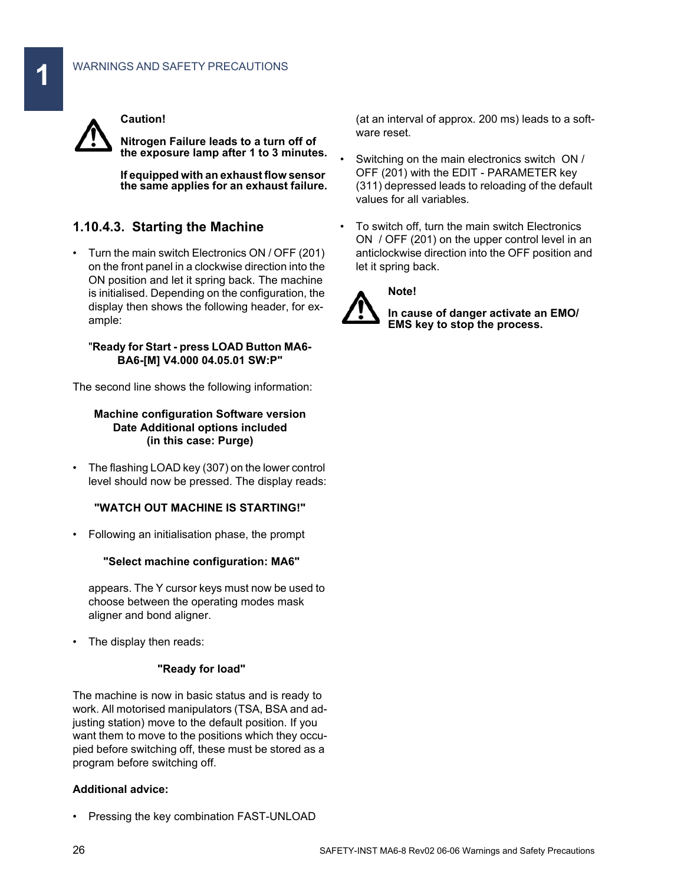**Caution!**

**Nitrogen Failure leads to a turn off of the exposure lamp after 1 to 3 minutes.**

**If equipped with an exhaust flow sensor the same applies for an exhaust failure.**

### 1.10.4.3. Starting the Machine

- Turn the main switch Electronics ON / OFF (201) on the front panel in a clockwise direction into the ON position and let it spring back. The machine is initialised. Depending on the configuration, the display then shows the following header, for example:

  "**Ready for Start - press LOAD Button MA6-BA6-[M] V4.000 04.05.01 SW:P"**

The second line shows the following information:

**Machine configuration Software version Date Additional options included (in this case: Purge)**

- The flashing LOAD key (307) on the lower control level should now be pressed. The display reads:

  **"WATCH OUT MACHINE IS STARTING!"**

- Following an initialisation phase, the prompt

  **"Select machine configuration: MA6"**

  appears. The Y cursor keys must now be used to choose between the operating modes mask aligner and bond aligner.

- The display then reads:

  **"Ready for load"**

The machine is now in basic status and is ready to work. All motorised manipulators (TSA, BSA and adjusting station) move to the default position. If you want them to move to the positions which they occupied before switching off, these must be stored as a program before switching off.

**Additional advice:**

- Pressing the key combination FAST-UNLOAD (at an interval of approx. 200 ms) leads to a software reset.
- Switching on the main electronics switch ON / OFF (201) with the EDIT - PARAMETER key (311) depressed leads to reloading of the default values for all variables.
- To switch off, turn the main switch Electronics ON / OFF (201) on the upper control level in an anticlockwise direction into the OFF position and let it spring back.

**Note!**

**In cause of danger activate an EMO/ EMS key to stop the process.**